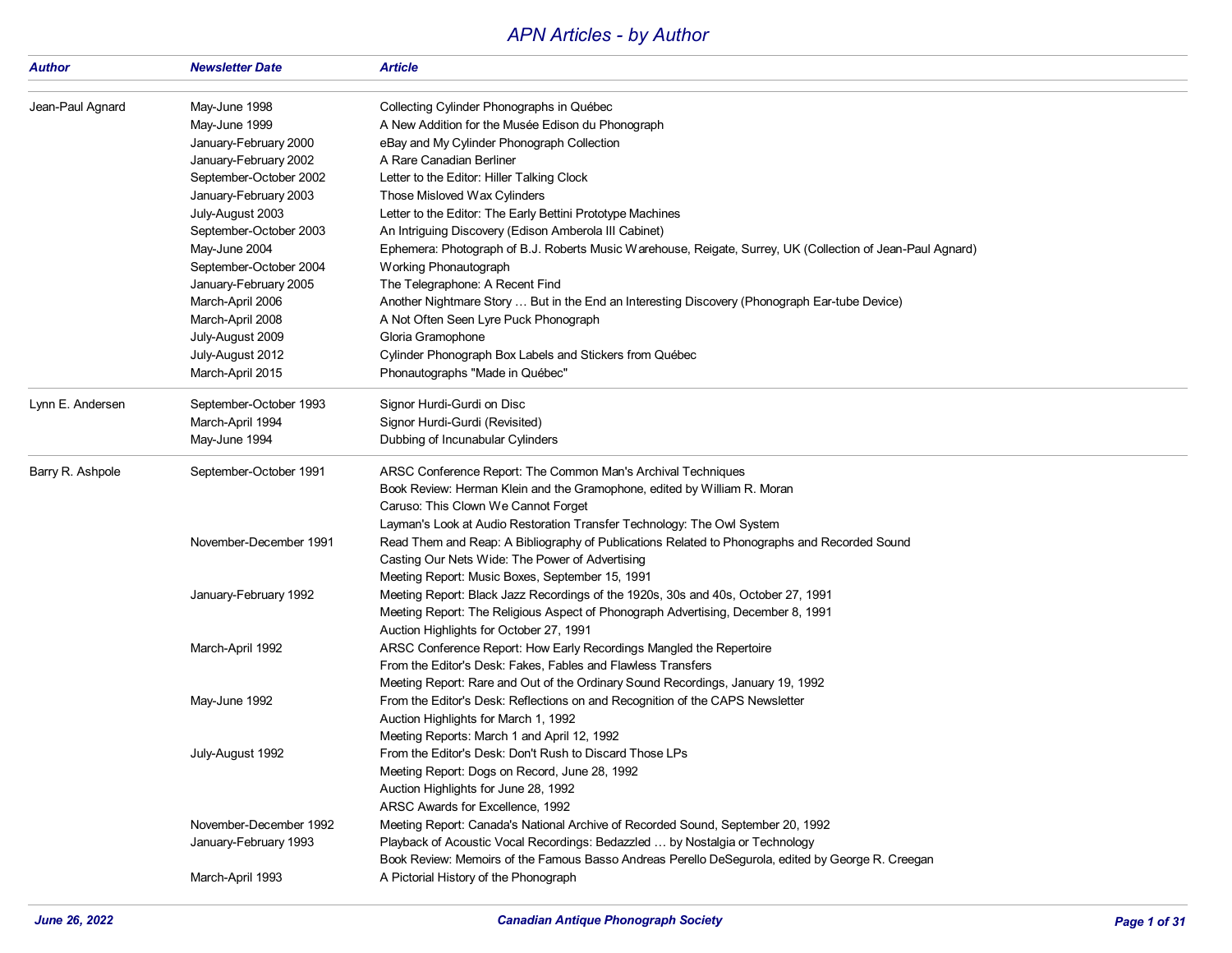# APN Articles - by Author

| Author | Newsletter Date | Article |
|---|---|---|
| Jean-Paul Agnard | May-June 1998 | Collecting Cylinder Phonographs in Québec |
| | May-June 1999 | A New Addition for the Musée Edison du Phonograph |
| | January-February 2000 | eBay and My Cylinder Phonograph Collection |
| | January-February 2002 | A Rare Canadian Berliner |
| | September-October 2002 | Letter to the Editor: Hiller Talking Clock |
| | January-February 2003 | Those Misloved Wax Cylinders |
| | July-August 2003 | Letter to the Editor: The Early Bettini Prototype Machines |
| | September-October 2003 | An Intriguing Discovery (Edison Amberola III Cabinet) |
| | May-June 2004 | Ephemera: Photograph of B.J. Roberts Music Warehouse, Reigate, Surrey, UK (Collection of Jean-Paul Agnard) |
| | September-October 2004 | Working Phonautograph |
| | January-February 2005 | The Telegraphone: A Recent Find |
| | March-April 2006 | Another Nightmare Story … But in the End an Interesting Discovery (Phonograph Ear-tube Device) |
| | March-April 2008 | A Not Often Seen Lyre Puck Phonograph |
| | July-August 2009 | Gloria Gramophone |
| | July-August 2012 | Cylinder Phonograph Box Labels and Stickers from Québec |
| | March-April 2015 | Phonautographs "Made in Québec" |
| Lynn E. Andersen | September-October 1993 | Signor Hurdi-Gurdi on Disc |
| | March-April 1994 | Signor Hurdi-Gurdi (Revisited) |
| | May-June 1994 | Dubbing of Incunabular Cylinders |
| Barry R. Ashpole | September-October 1991 | ARSC Conference Report: The Common Man's Archival Techniques |
| | | Book Review: Herman Klein and the Gramophone, edited by William R. Moran |
| | | Caruso: This Clown We Cannot Forget |
| | | Layman's Look at Audio Restoration Transfer Technology: The Owl System |
| | November-December 1991 | Read Them and Reap: A Bibliography of Publications Related to Phonographs and Recorded Sound |
| | | Casting Our Nets Wide: The Power of Advertising |
| | | Meeting Report: Music Boxes, September 15, 1991 |
| | January-February 1992 | Meeting Report: Black Jazz Recordings of the 1920s, 30s and 40s, October 27, 1991 |
| | | Meeting Report: The Religious Aspect of Phonograph Advertising, December 8, 1991 |
| | | Auction Highlights for October 27, 1991 |
| | March-April 1992 | ARSC Conference Report: How Early Recordings Mangled the Repertoire |
| | | From the Editor's Desk: Fakes, Fables and Flawless Transfers |
| | | Meeting Report: Rare and Out of the Ordinary Sound Recordings, January 19, 1992 |
| | May-June 1992 | From the Editor's Desk: Reflections on and Recognition of the CAPS Newsletter |
| | | Auction Highlights for March 1, 1992 |
| | | Meeting Reports: March 1 and April 12, 1992 |
| | July-August 1992 | From the Editor's Desk: Don't Rush to Discard Those LPs |
| | | Meeting Report: Dogs on Record, June 28, 1992 |
| | | Auction Highlights for June 28, 1992 |
| | | ARSC Awards for Excellence, 1992 |
| | November-December 1992 | Meeting Report: Canada's National Archive of Recorded Sound, September 20, 1992 |
| | January-February 1993 | Playback of Acoustic Vocal Recordings: Bedazzled … by Nostalgia or Technology |
| | | Book Review: Memoirs of the Famous Basso Andreas Perello DeSegurola, edited by George R. Creegan |
| | March-April 1993 | A Pictorial History of the Phonograph |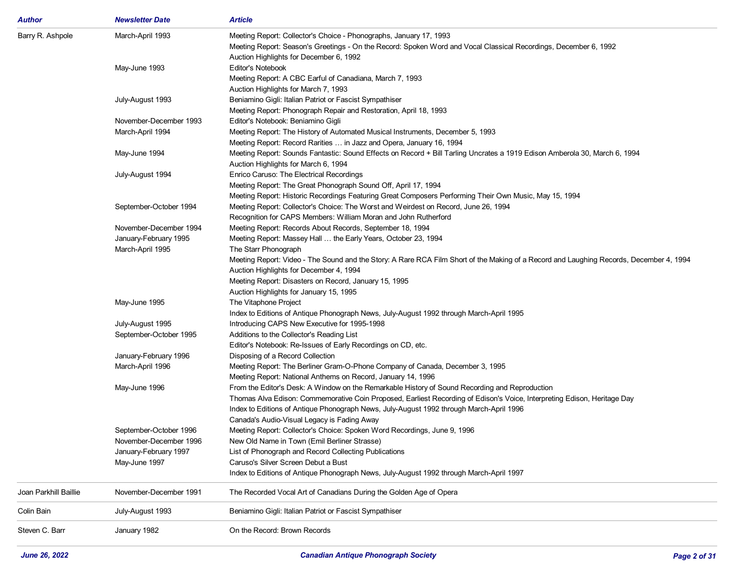| Author | Newsletter Date | Article |
|---|---|---|
| Barry R. Ashpole | March-April 1993 | Meeting Report: Collector's Choice - Phonographs, January 17, 1993 |
| | | Meeting Report: Season's Greetings - On the Record: Spoken Word and Vocal Classical Recordings, December 6, 1992 |
| | | Auction Highlights for December 6, 1992 |
| | May-June 1993 | Editor's Notebook |
| | | Meeting Report: A CBC Earful of Canadiana, March 7, 1993 |
| | | Auction Highlights for March 7, 1993 |
| | July-August 1993 | Beniamino Gigli: Italian Patriot or Fascist Sympathiser |
| | | Meeting Report: Phonograph Repair and Restoration, April 18, 1993 |
| | November-December 1993 | Editor's Notebook: Beniamino Gigli |
| | March-April 1994 | Meeting Report: The History of Automated Musical Instruments, December 5, 1993 |
| | | Meeting Report: Record Rarities … in Jazz and Opera, January 16, 1994 |
| | May-June 1994 | Meeting Report: Sounds Fantastic: Sound Effects on Record + Bill Tarling Uncrates a 1919 Edison Amberola 30, March 6, 1994 |
| | | Auction Highlights for March 6, 1994 |
| | July-August 1994 | Enrico Caruso: The Electrical Recordings |
| | | Meeting Report: The Great Phonograph Sound Off, April 17, 1994 |
| | | Meeting Report: Historic Recordings Featuring Great Composers Performing Their Own Music, May 15, 1994 |
| | September-October 1994 | Meeting Report: Collector's Choice: The Worst and Weirdest on Record, June 26, 1994 |
| | | Recognition for CAPS Members: William Moran and John Rutherford |
| | November-December 1994 | Meeting Report: Records About Records, September 18, 1994 |
| | January-February 1995 | Meeting Report: Massey Hall … the Early Years, October 23, 1994 |
| | March-April 1995 | The Starr Phonograph |
| | | Meeting Report: Video - The Sound and the Story: A Rare RCA Film Short of the Making of a Record and Laughing Records, December 4, 1994 |
| | | Auction Highlights for December 4, 1994 |
| | | Meeting Report: Disasters on Record, January 15, 1995 |
| | | Auction Highlights for January 15, 1995 |
| | May-June 1995 | The Vitaphone Project |
| | | Index to Editions of Antique Phonograph News, July-August 1992 through March-April 1995 |
| | July-August 1995 | Introducing CAPS New Executive for 1995-1998 |
| | September-October 1995 | Additions to the Collector's Reading List |
| | | Editor's Notebook: Re-Issues of Early Recordings on CD, etc. |
| | January-February 1996 | Disposing of a Record Collection |
| | March-April 1996 | Meeting Report: The Berliner Gram-O-Phone Company of Canada, December 3, 1995 |
| | | Meeting Report: National Anthems on Record, January 14, 1996 |
| | May-June 1996 | From the Editor's Desk: A Window on the Remarkable History of Sound Recording and Reproduction |
| | | Thomas Alva Edison: Commemorative Coin Proposed, Earliest Recording of Edison's Voice, Interpreting Edison, Heritage Day |
| | | Index to Editions of Antique Phonograph News, July-August 1992 through March-April 1996 |
| | | Canada's Audio-Visual Legacy is Fading Away |
| | September-October 1996 | Meeting Report: Collector's Choice: Spoken Word Recordings, June 9, 1996 |
| | November-December 1996 | New Old Name in Town (Emil Berliner Strasse) |
| | January-February 1997 | List of Phonograph and Record Collecting Publications |
| | May-June 1997 | Caruso's Silver Screen Debut a Bust |
| | | Index to Editions of Antique Phonograph News, July-August 1992 through March-April 1997 |
| Joan Parkhill Baillie | November-December 1991 | The Recorded Vocal Art of Canadians During the Golden Age of Opera |
| Colin Bain | July-August 1993 | Beniamino Gigli: Italian Patriot or Fascist Sympathiser |
| Steven C. Barr | January 1982 | On the Record: Brown Records |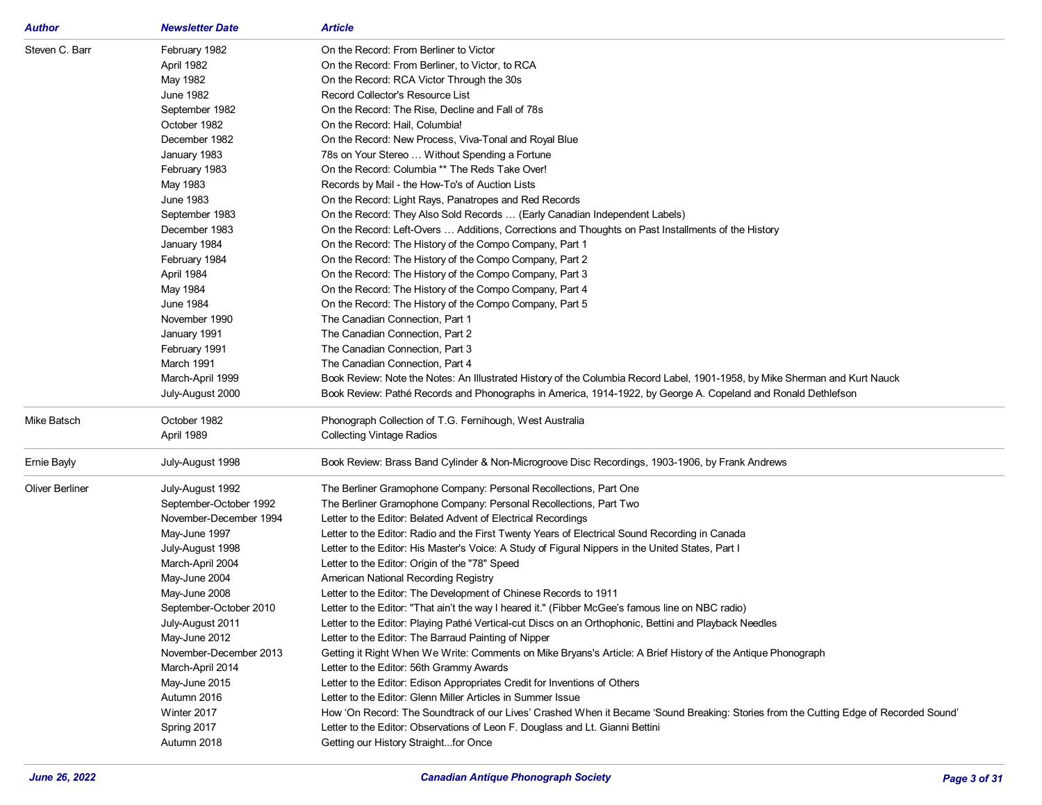| Author | Newsletter Date | Article |
|---|---|---|
| Steven C. Barr | February 1982 | On the Record: From Berliner to Victor |
| | April 1982 | On the Record: From Berliner, to Victor, to RCA |
| | May 1982 | On the Record: RCA Victor Through the 30s |
| | June 1982 | Record Collector's Resource List |
| | September 1982 | On the Record: The Rise, Decline and Fall of 78s |
| | October 1982 | On the Record: Hail, Columbia! |
| | December 1982 | On the Record: New Process, Viva-Tonal and Royal Blue |
| | January 1983 | 78s on Your Stereo … Without Spending a Fortune |
| | February 1983 | On the Record: Columbia ** The Reds Take Over! |
| | May 1983 | Records by Mail - the How-To's of Auction Lists |
| | June 1983 | On the Record: Light Rays, Panatropes and Red Records |
| | September 1983 | On the Record: They Also Sold Records … (Early Canadian Independent Labels) |
| | December 1983 | On the Record: Left-Overs … Additions, Corrections and Thoughts on Past Installments of the History |
| | January 1984 | On the Record: The History of the Compo Company, Part 1 |
| | February 1984 | On the Record: The History of the Compo Company, Part 2 |
| | April 1984 | On the Record: The History of the Compo Company, Part 3 |
| | May 1984 | On the Record: The History of the Compo Company, Part 4 |
| | June 1984 | On the Record: The History of the Compo Company, Part 5 |
| | November 1990 | The Canadian Connection, Part 1 |
| | January 1991 | The Canadian Connection, Part 2 |
| | February 1991 | The Canadian Connection, Part 3 |
| | March 1991 | The Canadian Connection, Part 4 |
| | March-April 1999 | Book Review: Note the Notes: An Illustrated History of the Columbia Record Label, 1901-1958, by Mike Sherman and Kurt Nauck |
| | July-August 2000 | Book Review: Pathé Records and Phonographs in America, 1914-1922, by George A. Copeland and Ronald Dethlefson |
| Mike Batsch | October 1982 | Phonograph Collection of T.G. Fernihough, West Australia |
| | April 1989 | Collecting Vintage Radios |
| Ernie Bayly | July-August 1998 | Book Review: Brass Band Cylinder & Non-Microgroove Disc Recordings, 1903-1906, by Frank Andrews |
| Oliver Berliner | July-August 1992 | The Berliner Gramophone Company: Personal Recollections, Part One |
| | September-October 1992 | The Berliner Gramophone Company: Personal Recollections, Part Two |
| | November-December 1994 | Letter to the Editor: Belated Advent of Electrical Recordings |
| | May-June 1997 | Letter to the Editor: Radio and the First Twenty Years of Electrical Sound Recording in Canada |
| | July-August 1998 | Letter to the Editor: His Master's Voice: A Study of Figural Nippers in the United States, Part I |
| | March-April 2004 | Letter to the Editor: Origin of the "78" Speed |
| | May-June 2004 | American National Recording Registry |
| | May-June 2008 | Letter to the Editor: The Development of Chinese Records to 1911 |
| | September-October 2010 | Letter to the Editor: "That ain't the way I heared it." (Fibber McGee's famous line on NBC radio) |
| | July-August 2011 | Letter to the Editor: Playing Pathé Vertical-cut Discs on an Orthophonic, Bettini and Playback Needles |
| | May-June 2012 | Letter to the Editor: The Barraud Painting of Nipper |
| | November-December 2013 | Getting it Right When We Write: Comments on Mike Bryans's Article: A Brief History of the Antique Phonograph |
| | March-April 2014 | Letter to the Editor: 56th Grammy Awards |
| | May-June 2015 | Letter to the Editor: Edison Appropriates Credit for Inventions of Others |
| | Autumn 2016 | Letter to the Editor: Glenn Miller Articles in Summer Issue |
| | Winter 2017 | How 'On Record: The Soundtrack of our Lives' Crashed When it Became 'Sound Breaking: Stories from the Cutting Edge of Recorded Sound' |
| | Spring 2017 | Letter to the Editor: Observations of Leon F. Douglass and Lt. Gianni Bettini |
| | Autumn 2018 | Getting our History Straight...for Once |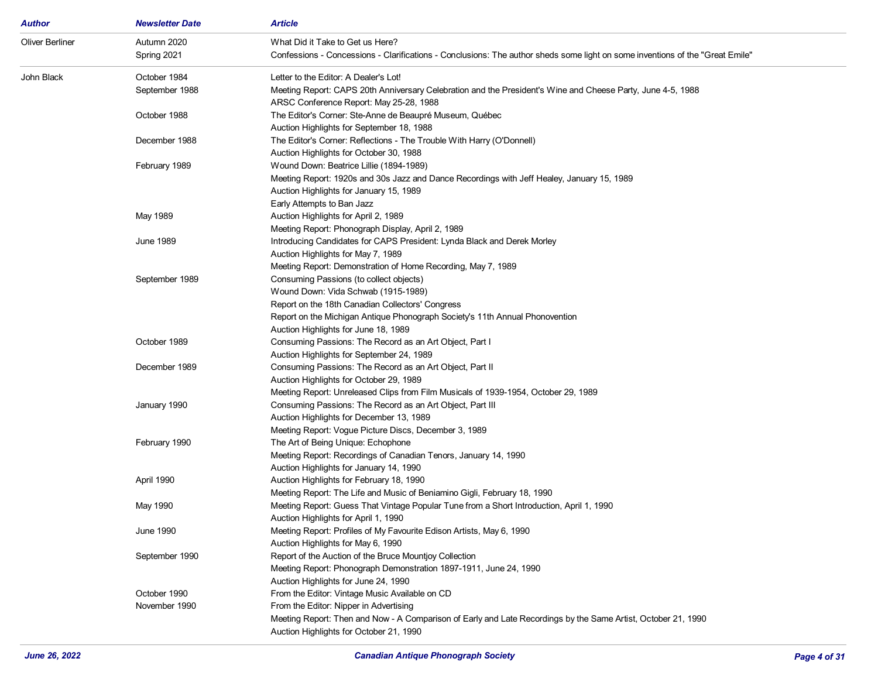| Author | Newsletter Date | Article |
|---|---|---|
| Oliver Berliner | Autumn 2020 | What Did it Take to Get us Here? |
| | Spring 2021 | Confessions - Concessions - Clarifications - Conclusions: The author sheds some light on some inventions of the "Great Emile" |
| John Black | October 1984 | Letter to the Editor: A Dealer's Lot! |
| | September 1988 | Meeting Report: CAPS 20th Anniversary Celebration and the President's Wine and Cheese Party, June 4-5, 1988 |
| | | ARSC Conference Report: May 25-28, 1988 |
| | October 1988 | The Editor's Corner: Ste-Anne de Beaupré Museum, Québec |
| | | Auction Highlights for September 18, 1988 |
| | December 1988 | The Editor's Corner: Reflections - The Trouble With Harry (O'Donnell) |
| | | Auction Highlights for October 30, 1988 |
| | February 1989 | Wound Down: Beatrice Lillie (1894-1989) |
| | | Meeting Report: 1920s and 30s Jazz and Dance Recordings with Jeff Healey, January 15, 1989 |
| | | Auction Highlights for January 15, 1989 |
| | | Early Attempts to Ban Jazz |
| | May 1989 | Auction Highlights for April 2, 1989 |
| | | Meeting Report: Phonograph Display, April 2, 1989 |
| | June 1989 | Introducing Candidates for CAPS President: Lynda Black and Derek Morley |
| | | Auction Highlights for May 7, 1989 |
| | | Meeting Report: Demonstration of Home Recording, May 7, 1989 |
| | September 1989 | Consuming Passions (to collect objects) |
| | | Wound Down: Vida Schwab (1915-1989) |
| | | Report on the 18th Canadian Collectors' Congress |
| | | Report on the Michigan Antique Phonograph Society's 11th Annual Phonovention |
| | | Auction Highlights for June 18, 1989 |
| | October 1989 | Consuming Passions: The Record as an Art Object, Part I |
| | | Auction Highlights for September 24, 1989 |
| | December 1989 | Consuming Passions: The Record as an Art Object, Part II |
| | | Auction Highlights for October 29, 1989 |
| | | Meeting Report: Unreleased Clips from Film Musicals of 1939-1954, October 29, 1989 |
| | January 1990 | Consuming Passions: The Record as an Art Object, Part III |
| | | Auction Highlights for December 13, 1989 |
| | | Meeting Report: Vogue Picture Discs, December 3, 1989 |
| | February 1990 | The Art of Being Unique: Echophone |
| | | Meeting Report: Recordings of Canadian Tenors, January 14, 1990 |
| | | Auction Highlights for January 14, 1990 |
| | April 1990 | Auction Highlights for February 18, 1990 |
| | | Meeting Report: The Life and Music of Beniamino Gigli, February 18, 1990 |
| | May 1990 | Meeting Report: Guess That Vintage Popular Tune from a Short Introduction, April 1, 1990 |
| | | Auction Highlights for April 1, 1990 |
| | June 1990 | Meeting Report: Profiles of My Favourite Edison Artists, May 6, 1990 |
| | | Auction Highlights for May 6, 1990 |
| | September 1990 | Report of the Auction of the Bruce Mountjoy Collection |
| | | Meeting Report: Phonograph Demonstration 1897-1911, June 24, 1990 |
| | | Auction Highlights for June 24, 1990 |
| | October 1990 | From the Editor: Vintage Music Available on CD |
| | November 1990 | From the Editor: Nipper in Advertising |
| | | Meeting Report: Then and Now - A Comparison of Early and Late Recordings by the Same Artist, October 21, 1990 |
| | | Auction Highlights for October 21, 1990 |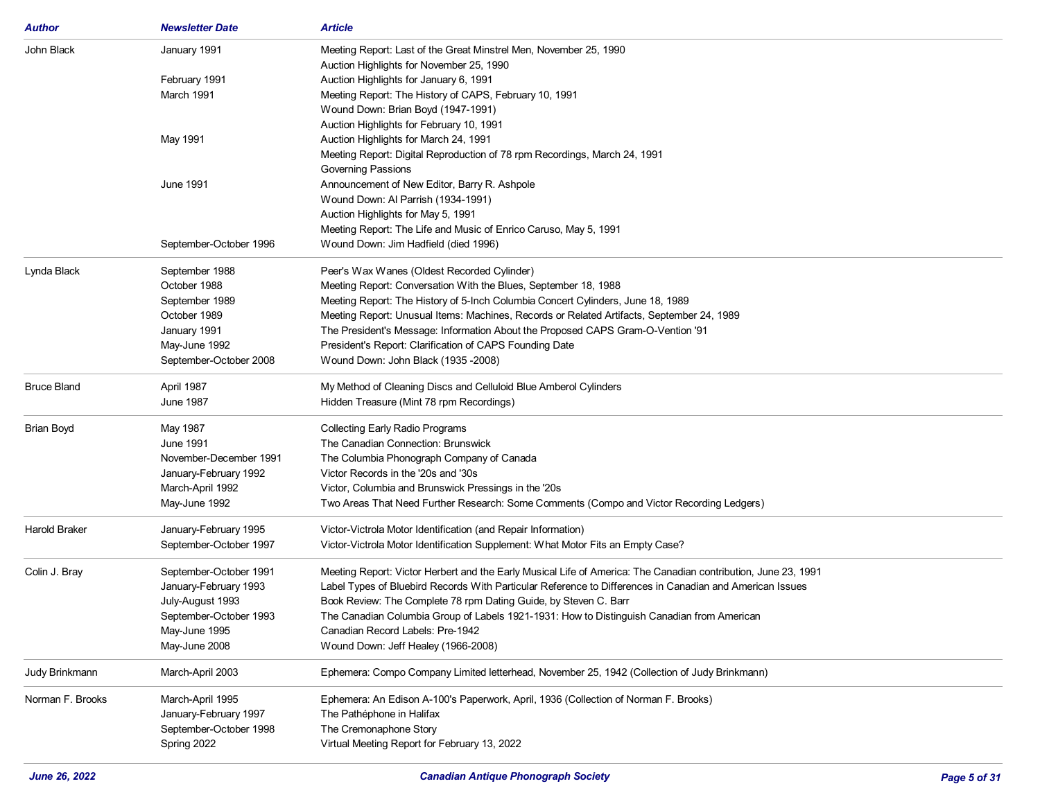| Author | Newsletter Date | Article |
|---|---|---|
| John Black | January 1991 | Meeting Report: Last of the Great Minstrel Men, November 25, 1990 |
| | | Auction Highlights for November 25, 1990 |
| | February 1991 | Auction Highlights for January 6, 1991 |
| | March 1991 | Meeting Report: The History of CAPS, February 10, 1991 |
| | | Wound Down: Brian Boyd (1947-1991) |
| | | Auction Highlights for February 10, 1991 |
| | May 1991 | Auction Highlights for March 24, 1991 |
| | | Meeting Report: Digital Reproduction of 78 rpm Recordings, March 24, 1991 |
| | | Governing Passions |
| | June 1991 | Announcement of New Editor, Barry R. Ashpole |
| | | Wound Down: Al Parrish (1934-1991) |
| | | Auction Highlights for May 5, 1991 |
| | | Meeting Report: The Life and Music of Enrico Caruso, May 5, 1991 |
| | September-October 1996 | Wound Down: Jim Hadfield (died 1996) |
| Lynda Black | September 1988 | Peer's Wax Wanes (Oldest Recorded Cylinder) |
| | October 1988 | Meeting Report: Conversation With the Blues, September 18, 1988 |
| | September 1989 | Meeting Report: The History of 5-Inch Columbia Concert Cylinders, June 18, 1989 |
| | October 1989 | Meeting Report: Unusual Items: Machines, Records or Related Artifacts, September 24, 1989 |
| | January 1991 | The President's Message: Information About the Proposed CAPS Gram-O-Vention '91 |
| | May-June 1992 | President's Report: Clarification of CAPS Founding Date |
| | September-October 2008 | Wound Down: John Black (1935 -2008) |
| Bruce Bland | April 1987 | My Method of Cleaning Discs and Celluloid Blue Amberol Cylinders |
| | June 1987 | Hidden Treasure (Mint 78 rpm Recordings) |
| Brian Boyd | May 1987 | Collecting Early Radio Programs |
| | June 1991 | The Canadian Connection: Brunswick |
| | November-December 1991 | The Columbia Phonograph Company of Canada |
| | January-February 1992 | Victor Records in the '20s and '30s |
| | March-April 1992 | Victor, Columbia and Brunswick Pressings in the '20s |
| | May-June 1992 | Two Areas That Need Further Research: Some Comments (Compo and Victor Recording Ledgers) |
| Harold Braker | January-February 1995 | Victor-Victrola Motor Identification (and Repair Information) |
| | September-October 1997 | Victor-Victrola Motor Identification Supplement: What Motor Fits an Empty Case? |
| Colin J. Bray | September-October 1991 | Meeting Report: Victor Herbert and the Early Musical Life of America: The Canadian contribution, June 23, 1991 |
| | January-February 1993 | Label Types of Bluebird Records With Particular Reference to Differences in Canadian and American Issues |
| | July-August 1993 | Book Review: The Complete 78 rpm Dating Guide, by Steven C. Barr |
| | September-October 1993 | The Canadian Columbia Group of Labels 1921-1931: How to Distinguish Canadian from American |
| | May-June 1995 | Canadian Record Labels: Pre-1942 |
| | May-June 2008 | Wound Down: Jeff Healey (1966-2008) |
| Judy Brinkmann | March-April 2003 | Ephemera: Compo Company Limited letterhead, November 25, 1942 (Collection of Judy Brinkmann) |
| Norman F. Brooks | March-April 1995 | Ephemera: An Edison A-100's Paperwork, April, 1936 (Collection of Norman F. Brooks) |
| | January-February 1997 | The Pathéphone in Halifax |
| | September-October 1998 | The Cremonaphone Story |
| | Spring 2022 | Virtual Meeting Report for February 13, 2022 |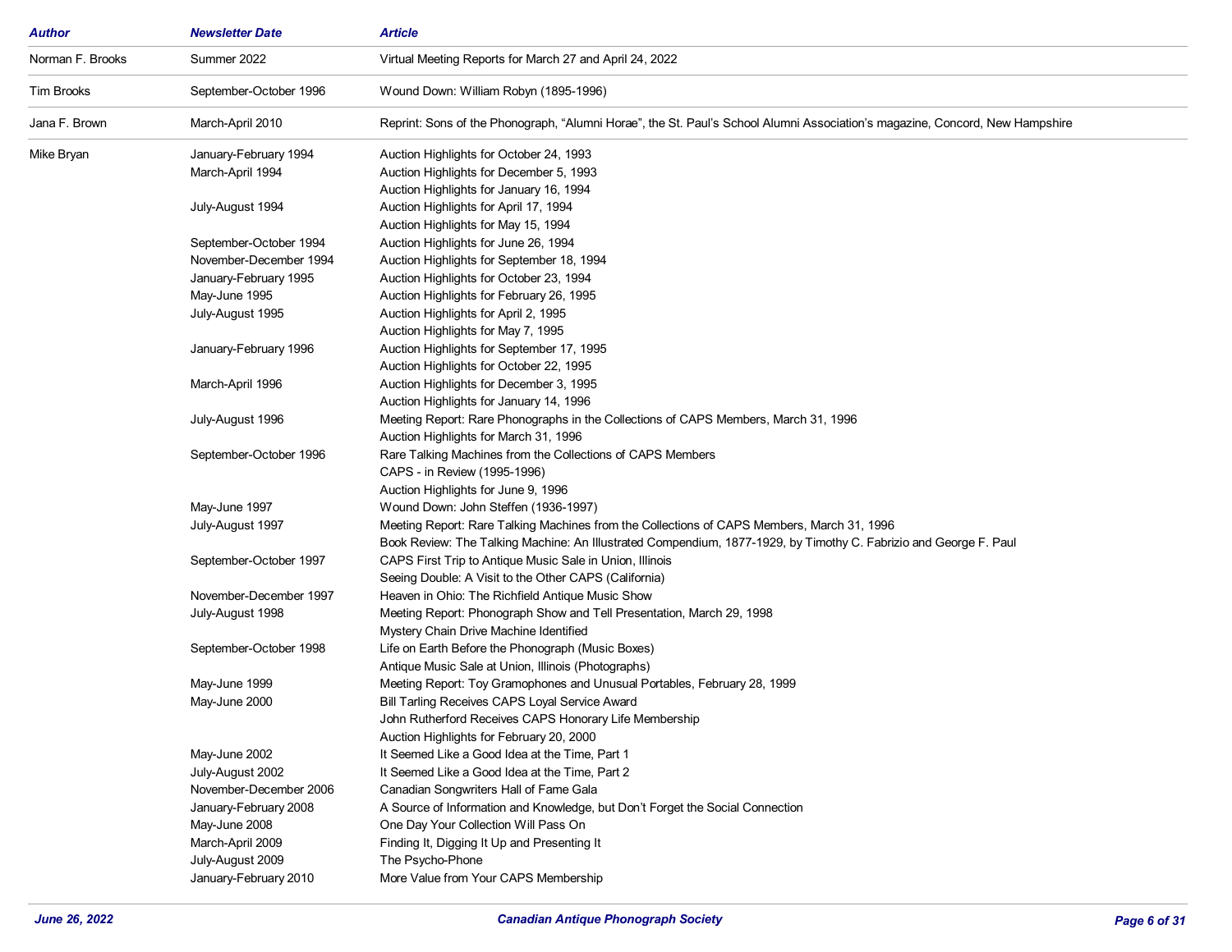| Author | Newsletter Date | Article |
|---|---|---|
| Norman F. Brooks | Summer 2022 | Virtual Meeting Reports for March 27 and April 24, 2022 |
| Tim Brooks | September-October 1996 | Wound Down: William Robyn (1895-1996) |
| Jana F. Brown | March-April 2010 | Reprint: Sons of the Phonograph, “Alumni Horae”, the St. Paul’s School Alumni Association’s magazine, Concord, New Hampshire |
| Mike Bryan | January-February 1994 | Auction Highlights for October 24, 1993 |
| | March-April 1994 | Auction Highlights for December 5, 1993 |
| | | Auction Highlights for January 16, 1994 |
| | July-August 1994 | Auction Highlights for April 17, 1994 |
| | | Auction Highlights for May 15, 1994 |
| | September-October 1994 | Auction Highlights for June 26, 1994 |
| | November-December 1994 | Auction Highlights for September 18, 1994 |
| | January-February 1995 | Auction Highlights for October 23, 1994 |
| | May-June 1995 | Auction Highlights for February 26, 1995 |
| | July-August 1995 | Auction Highlights for April 2, 1995 |
| | | Auction Highlights for May 7, 1995 |
| | January-February 1996 | Auction Highlights for September 17, 1995 |
| | | Auction Highlights for October 22, 1995 |
| | March-April 1996 | Auction Highlights for December 3, 1995 |
| | | Auction Highlights for January 14, 1996 |
| | July-August 1996 | Meeting Report: Rare Phonographs in the Collections of CAPS Members, March 31, 1996 |
| | | Auction Highlights for March 31, 1996 |
| | September-October 1996 | Rare Talking Machines from the Collections of CAPS Members |
| | | CAPS - in Review (1995-1996) |
| | | Auction Highlights for June 9, 1996 |
| | May-June 1997 | Wound Down: John Steffen (1936-1997) |
| | July-August 1997 | Meeting Report: Rare Talking Machines from the Collections of CAPS Members, March 31, 1996 |
| | | Book Review: The Talking Machine: An Illustrated Compendium, 1877-1929, by Timothy C. Fabrizio and George F. Paul |
| | September-October 1997 | CAPS First Trip to Antique Music Sale in Union, Illinois |
| | | Seeing Double: A Visit to the Other CAPS (California) |
| | November-December 1997 | Heaven in Ohio: The Richfield Antique Music Show |
| | July-August 1998 | Meeting Report: Phonograph Show and Tell Presentation, March 29, 1998 |
| | | Mystery Chain Drive Machine Identified |
| | September-October 1998 | Life on Earth Before the Phonograph (Music Boxes) |
| | | Antique Music Sale at Union, Illinois (Photographs) |
| | May-June 1999 | Meeting Report: Toy Gramophones and Unusual Portables, February 28, 1999 |
| | May-June 2000 | Bill Tarling Receives CAPS Loyal Service Award |
| | | John Rutherford Receives CAPS Honorary Life Membership |
| | | Auction Highlights for February 20, 2000 |
| | May-June 2002 | It Seemed Like a Good Idea at the Time, Part 1 |
| | July-August 2002 | It Seemed Like a Good Idea at the Time, Part 2 |
| | November-December 2006 | Canadian Songwriters Hall of Fame Gala |
| | January-February 2008 | A Source of Information and Knowledge, but Don’t Forget the Social Connection |
| | May-June 2008 | One Day Your Collection Will Pass On |
| | March-April 2009 | Finding It, Digging It Up and Presenting It |
| | July-August 2009 | The Psycho-Phone |
| | January-February 2010 | More Value from Your CAPS Membership |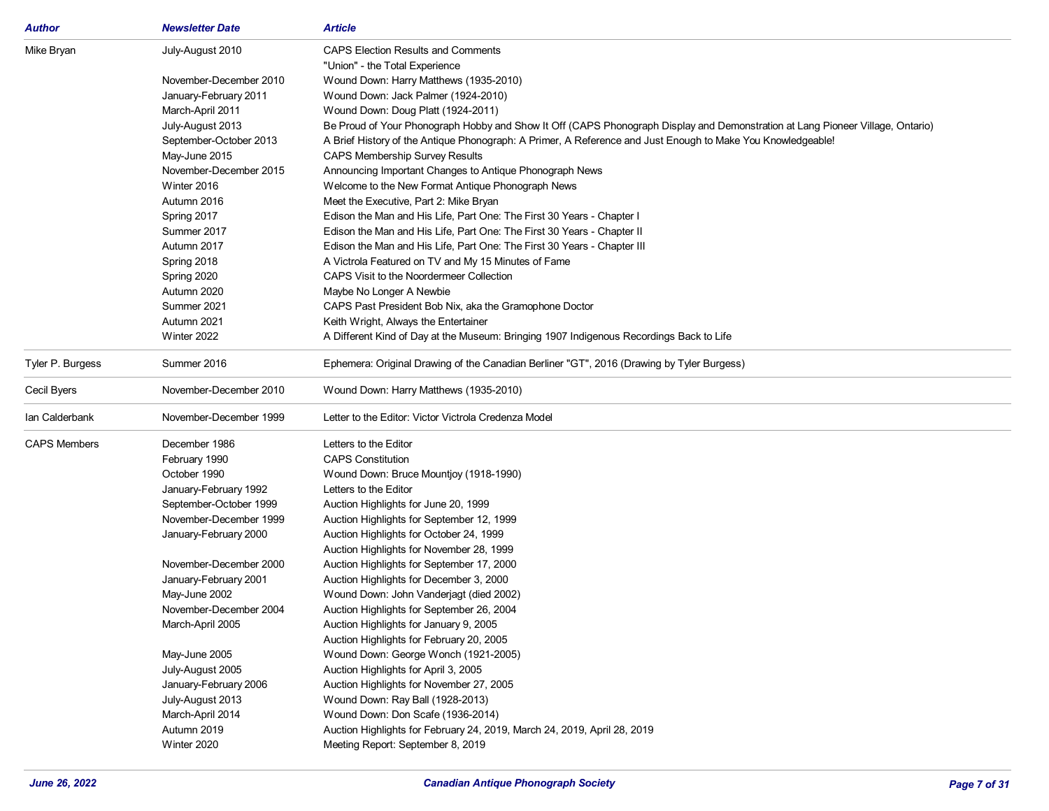| Author | Newsletter Date | Article |
|---|---|---|
| Mike Bryan | July-August 2010 | CAPS Election Results and Comments |
| | | "Union" - the Total Experience |
| | November-December 2010 | Wound Down: Harry Matthews (1935-2010) |
| | January-February 2011 | Wound Down: Jack Palmer (1924-2010) |
| | March-April 2011 | Wound Down: Doug Platt (1924-2011) |
| | July-August 2013 | Be Proud of Your Phonograph Hobby and Show It Off (CAPS Phonograph Display and Demonstration at Lang Pioneer Village, Ontario) |
| | September-October 2013 | A Brief History of the Antique Phonograph: A Primer, A Reference and Just Enough to Make You Knowledgeable! |
| | May-June 2015 | CAPS Membership Survey Results |
| | November-December 2015 | Announcing Important Changes to Antique Phonograph News |
| | Winter 2016 | Welcome to the New Format Antique Phonograph News |
| | Autumn 2016 | Meet the Executive, Part 2: Mike Bryan |
| | Spring 2017 | Edison the Man and His Life, Part One: The First 30 Years - Chapter I |
| | Summer 2017 | Edison the Man and His Life, Part One: The First 30 Years - Chapter II |
| | Autumn 2017 | Edison the Man and His Life, Part One: The First 30 Years - Chapter III |
| | Spring 2018 | A Victrola Featured on TV and My 15 Minutes of Fame |
| | Spring 2020 | CAPS Visit to the Noordermeer Collection |
| | Autumn 2020 | Maybe No Longer A Newbie |
| | Summer 2021 | CAPS Past President Bob Nix, aka the Gramophone Doctor |
| | Autumn 2021 | Keith Wright, Always the Entertainer |
| | Winter 2022 | A Different Kind of Day at the Museum: Bringing 1907 Indigenous Recordings Back to Life |
| Tyler P. Burgess | Summer 2016 | Ephemera: Original Drawing of the Canadian Berliner "GT", 2016 (Drawing by Tyler Burgess) |
| Cecil Byers | November-December 2010 | Wound Down: Harry Matthews (1935-2010) |
| Ian Calderbank | November-December 1999 | Letter to the Editor: Victor Victrola Credenza Model |
| CAPS Members | December 1986 | Letters to the Editor |
| | February 1990 | CAPS Constitution |
| | October 1990 | Wound Down: Bruce Mountjoy (1918-1990) |
| | January-February 1992 | Letters to the Editor |
| | September-October 1999 | Auction Highlights for June 20, 1999 |
| | November-December 1999 | Auction Highlights for September 12, 1999 |
| | January-February 2000 | Auction Highlights for October 24, 1999 |
| | | Auction Highlights for November 28, 1999 |
| | November-December 2000 | Auction Highlights for September 17, 2000 |
| | January-February 2001 | Auction Highlights for December 3, 2000 |
| | May-June 2002 | Wound Down: John Vanderjagt (died 2002) |
| | November-December 2004 | Auction Highlights for September 26, 2004 |
| | March-April 2005 | Auction Highlights for January 9, 2005 |
| | | Auction Highlights for February 20, 2005 |
| | May-June 2005 | Wound Down: George Wonch (1921-2005) |
| | July-August 2005 | Auction Highlights for April 3, 2005 |
| | January-February 2006 | Auction Highlights for November 27, 2005 |
| | July-August 2013 | Wound Down: Ray Ball (1928-2013) |
| | March-April 2014 | Wound Down: Don Scafe (1936-2014) |
| | Autumn 2019 | Auction Highlights for February 24, 2019, March 24, 2019, April 28, 2019 |
| | Winter 2020 | Meeting Report: September 8, 2019 |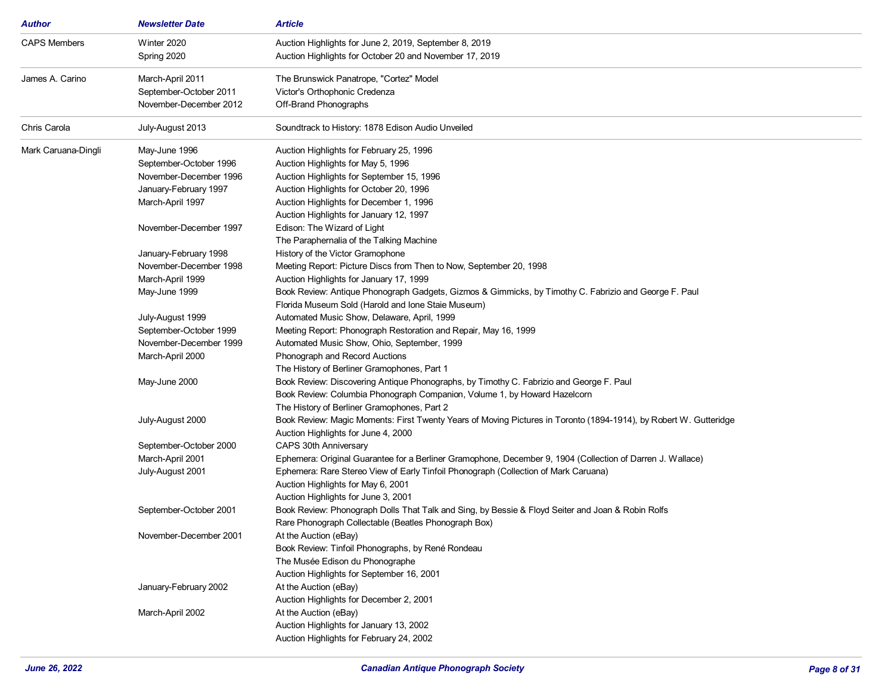| Author | Newsletter Date | Article |
|---|---|---|
| CAPS Members | Winter 2020 | Auction Highlights for June 2, 2019, September 8, 2019 |
| | Spring 2020 | Auction Highlights for October 20 and November 17, 2019 |
| James A. Carino | March-April 2011 | The Brunswick Panatrope, "Cortez" Model |
| | September-October 2011 | Victor's Orthophonic Credenza |
| | November-December 2012 | Off-Brand Phonographs |
| Chris Carola | July-August 2013 | Soundtrack to History: 1878 Edison Audio Unveiled |
| Mark Caruana-Dingli | May-June 1996 | Auction Highlights for February 25, 1996 |
| | September-October 1996 | Auction Highlights for May 5, 1996 |
| | November-December 1996 | Auction Highlights for September 15, 1996 |
| | January-February 1997 | Auction Highlights for October 20, 1996 |
| | March-April 1997 | Auction Highlights for December 1, 1996 |
| | | Auction Highlights for January 12, 1997 |
| | November-December 1997 | Edison: The Wizard of Light |
| | | The Paraphernalia of the Talking Machine |
| | January-February 1998 | History of the Victor Gramophone |
| | November-December 1998 | Meeting Report: Picture Discs from Then to Now, September 20, 1998 |
| | March-April 1999 | Auction Highlights for January 17, 1999 |
| | May-June 1999 | Book Review: Antique Phonograph Gadgets, Gizmos & Gimmicks, by Timothy C. Fabrizio and George F. Paul |
| | | Florida Museum Sold (Harold and Ione Staie Museum) |
| | July-August 1999 | Automated Music Show, Delaware, April, 1999 |
| | September-October 1999 | Meeting Report: Phonograph Restoration and Repair, May 16, 1999 |
| | November-December 1999 | Automated Music Show, Ohio, September, 1999 |
| | March-April 2000 | Phonograph and Record Auctions |
| | | The History of Berliner Gramophones, Part 1 |
| | May-June 2000 | Book Review: Discovering Antique Phonographs, by Timothy C. Fabrizio and George F. Paul |
| | | Book Review: Columbia Phonograph Companion, Volume 1, by Howard Hazelcorn |
| | | The History of Berliner Gramophones, Part 2 |
| | July-August 2000 | Book Review: Magic Moments: First Twenty Years of Moving Pictures in Toronto (1894-1914), by Robert W. Gutteridge |
| | | Auction Highlights for June 4, 2000 |
| | September-October 2000 | CAPS 30th Anniversary |
| | March-April 2001 | Ephemera: Original Guarantee for a Berliner Gramophone, December 9, 1904 (Collection of Darren J. Wallace) |
| | July-August 2001 | Ephemera: Rare Stereo View of Early Tinfoil Phonograph (Collection of Mark Caruana) |
| | | Auction Highlights for May 6, 2001 |
| | | Auction Highlights for June 3, 2001 |
| | September-October 2001 | Book Review: Phonograph Dolls That Talk and Sing, by Bessie & Floyd Seiter and Joan & Robin Rolfs |
| | | Rare Phonograph Collectable (Beatles Phonograph Box) |
| | November-December 2001 | At the Auction (eBay) |
| | | Book Review: Tinfoil Phonographs, by René Rondeau |
| | | The Musée Edison du Phonographe |
| | | Auction Highlights for September 16, 2001 |
| | January-February 2002 | At the Auction (eBay) |
| | | Auction Highlights for December 2, 2001 |
| | March-April 2002 | At the Auction (eBay) |
| | | Auction Highlights for January 13, 2002 |
| | | Auction Highlights for February 24, 2002 |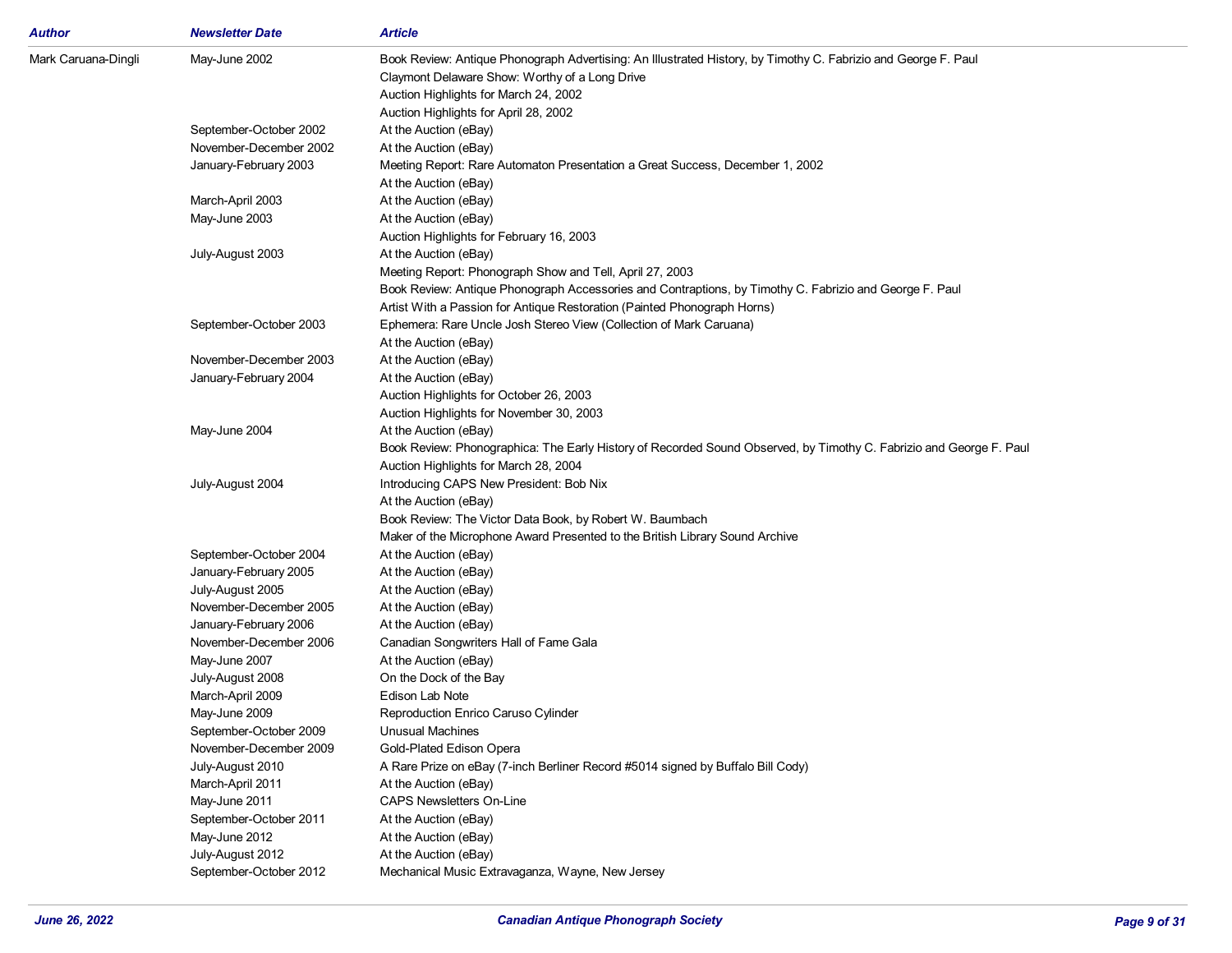| Author | Newsletter Date | Article |
|---|---|---|
| Mark Caruana-Dingli | May-June 2002 | Book Review: Antique Phonograph Advertising: An Illustrated History, by Timothy C. Fabrizio and George F. Paul |
| | | Claymont Delaware Show: Worthy of a Long Drive |
| | | Auction Highlights for March 24, 2002 |
| | | Auction Highlights for April 28, 2002 |
| | September-October 2002 | At the Auction (eBay) |
| | November-December 2002 | At the Auction (eBay) |
| | January-February 2003 | Meeting Report: Rare Automaton Presentation a Great Success, December 1, 2002 |
| | | At the Auction (eBay) |
| | March-April 2003 | At the Auction (eBay) |
| | May-June 2003 | At the Auction (eBay) |
| | | Auction Highlights for February 16, 2003 |
| | July-August 2003 | At the Auction (eBay) |
| | | Meeting Report: Phonograph Show and Tell, April 27, 2003 |
| | | Book Review: Antique Phonograph Accessories and Contraptions, by Timothy C. Fabrizio and George F. Paul |
| | | Artist With a Passion for Antique Restoration (Painted Phonograph Horns) |
| | September-October 2003 | Ephemera: Rare Uncle Josh Stereo View (Collection of Mark Caruana) |
| | | At the Auction (eBay) |
| | November-December 2003 | At the Auction (eBay) |
| | January-February 2004 | At the Auction (eBay) |
| | | Auction Highlights for October 26, 2003 |
| | | Auction Highlights for November 30, 2003 |
| | May-June 2004 | At the Auction (eBay) |
| | | Book Review: Phonographica: The Early History of Recorded Sound Observed, by Timothy C. Fabrizio and George F. Paul |
| | | Auction Highlights for March 28, 2004 |
| | July-August 2004 | Introducing CAPS New President: Bob Nix |
| | | At the Auction (eBay) |
| | | Book Review: The Victor Data Book, by Robert W. Baumbach |
| | | Maker of the Microphone Award Presented to the British Library Sound Archive |
| | September-October 2004 | At the Auction (eBay) |
| | January-February 2005 | At the Auction (eBay) |
| | July-August 2005 | At the Auction (eBay) |
| | November-December 2005 | At the Auction (eBay) |
| | January-February 2006 | At the Auction (eBay) |
| | November-December 2006 | Canadian Songwriters Hall of Fame Gala |
| | May-June 2007 | At the Auction (eBay) |
| | July-August 2008 | On the Dock of the Bay |
| | March-April 2009 | Edison Lab Note |
| | May-June 2009 | Reproduction Enrico Caruso Cylinder |
| | September-October 2009 | Unusual Machines |
| | November-December 2009 | Gold-Plated Edison Opera |
| | July-August 2010 | A Rare Prize on eBay (7-inch Berliner Record #5014 signed by Buffalo Bill Cody) |
| | March-April 2011 | At the Auction (eBay) |
| | May-June 2011 | CAPS Newsletters On-Line |
| | September-October 2011 | At the Auction (eBay) |
| | May-June 2012 | At the Auction (eBay) |
| | July-August 2012 | At the Auction (eBay) |
| | September-October 2012 | Mechanical Music Extravaganza, Wayne, New Jersey |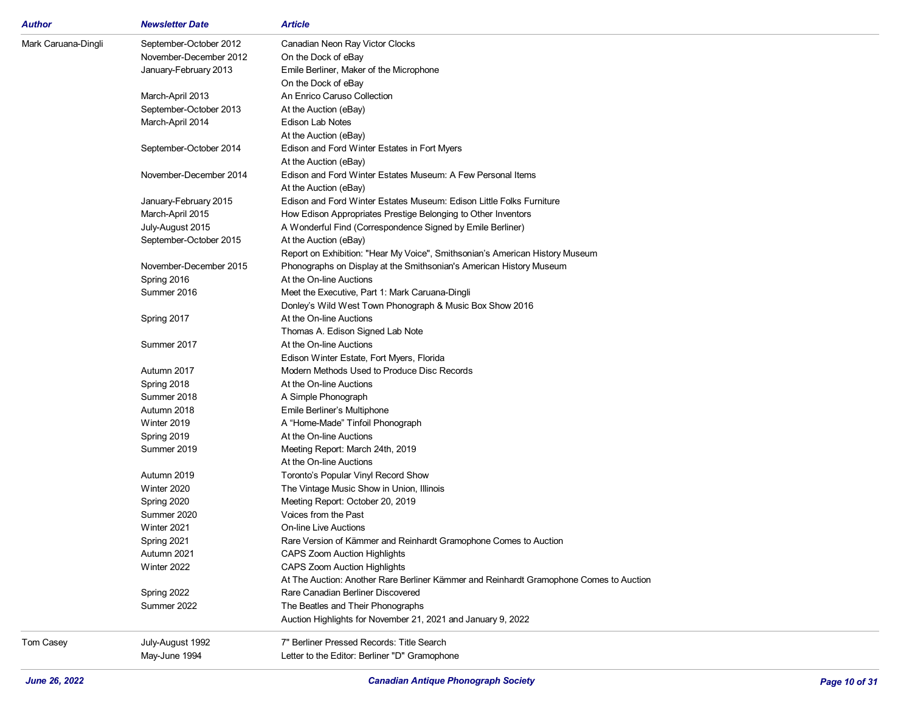| Author | Newsletter Date | Article |
|---|---|---|
| Mark Caruana-Dingli | September-October 2012 | Canadian Neon Ray Victor Clocks |
| | November-December 2012 | On the Dock of eBay |
| | January-February 2013 | Emile Berliner, Maker of the Microphone |
| | | On the Dock of eBay |
| | March-April 2013 | An Enrico Caruso Collection |
| | September-October 2013 | At the Auction (eBay) |
| | March-April 2014 | Edison Lab Notes |
| | | At the Auction (eBay) |
| | September-October 2014 | Edison and Ford Winter Estates in Fort Myers |
| | | At the Auction (eBay) |
| | November-December 2014 | Edison and Ford Winter Estates Museum: A Few Personal Items |
| | | At the Auction (eBay) |
| | January-February 2015 | Edison and Ford Winter Estates Museum: Edison Little Folks Furniture |
| | March-April 2015 | How Edison Appropriates Prestige Belonging to Other Inventors |
| | July-August 2015 | A Wonderful Find (Correspondence Signed by Emile Berliner) |
| | September-October 2015 | At the Auction (eBay) |
| | | Report on Exhibition: "Hear My Voice", Smithsonian's American History Museum |
| | November-December 2015 | Phonographs on Display at the Smithsonian's American History Museum |
| | Spring 2016 | At the On-line Auctions |
| | Summer 2016 | Meet the Executive, Part 1: Mark Caruana-Dingli |
| | | Donley's Wild West Town Phonograph & Music Box Show 2016 |
| | Spring 2017 | At the On-line Auctions |
| | | Thomas A. Edison Signed Lab Note |
| | Summer 2017 | At the On-line Auctions |
| | | Edison Winter Estate, Fort Myers, Florida |
| | Autumn 2017 | Modern Methods Used to Produce Disc Records |
| | Spring 2018 | At the On-line Auctions |
| | Summer 2018 | A Simple Phonograph |
| | Autumn 2018 | Emile Berliner's Multiphone |
| | Winter 2019 | A "Home-Made" Tinfoil Phonograph |
| | Spring 2019 | At the On-line Auctions |
| | Summer 2019 | Meeting Report: March 24th, 2019 |
| | | At the On-line Auctions |
| | Autumn 2019 | Toronto's Popular Vinyl Record Show |
| | Winter 2020 | The Vintage Music Show in Union, Illinois |
| | Spring 2020 | Meeting Report: October 20, 2019 |
| | Summer 2020 | Voices from the Past |
| | Winter 2021 | On-line Live Auctions |
| | Spring 2021 | Rare Version of Kämmer and Reinhardt Gramophone Comes to Auction |
| | Autumn 2021 | CAPS Zoom Auction Highlights |
| | Winter 2022 | CAPS Zoom Auction Highlights |
| | | At The Auction: Another Rare Berliner Kämmer and Reinhardt Gramophone Comes to Auction |
| | Spring 2022 | Rare Canadian Berliner Discovered |
| | Summer 2022 | The Beatles and Their Phonographs |
| | | Auction Highlights for November 21, 2021 and January 9, 2022 |
| Tom Casey | July-August 1992 | 7" Berliner Pressed Records: Title Search |
| | May-June 1994 | Letter to the Editor: Berliner "D" Gramophone |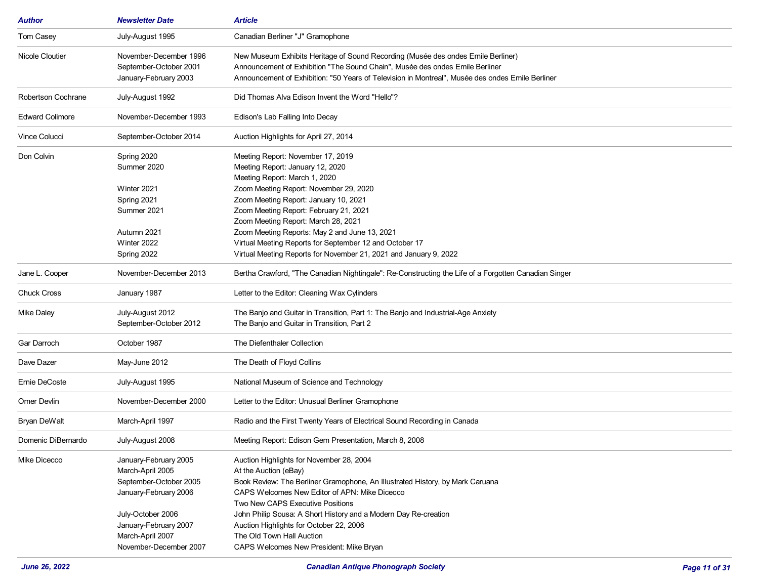| Author | Newsletter Date | Article |
|---|---|---|
| Tom Casey | July-August 1995 | Canadian Berliner "J" Gramophone |
| Nicole Cloutier | November-December 1996 | New Museum Exhibits Heritage of Sound Recording (Musée des ondes Emile Berliner) |
| | September-October 2001 | Announcement of Exhibition "The Sound Chain", Musée des ondes Emile Berliner |
| | January-February 2003 | Announcement of Exhibition: "50 Years of Television in Montreal", Musée des ondes Emile Berliner |
| Robertson Cochrane | July-August 1992 | Did Thomas Alva Edison Invent the Word "Hello"? |
| Edward Colimore | November-December 1993 | Edison's Lab Falling Into Decay |
| Vince Colucci | September-October 2014 | Auction Highlights for April 27, 2014 |
| Don Colvin | Spring 2020 | Meeting Report: November 17, 2019 |
| | Summer 2020 | Meeting Report: January 12, 2020 |
| | | Meeting Report: March 1, 2020 |
| | Winter 2021 | Zoom Meeting Report: November 29, 2020 |
| | Spring 2021 | Zoom Meeting Report: January 10, 2021 |
| | Summer 2021 | Zoom Meeting Report: February 21, 2021 |
| | | Zoom Meeting Report: March 28, 2021 |
| | Autumn 2021 | Zoom Meeting Reports: May 2 and June 13, 2021 |
| | Winter 2022 | Virtual Meeting Reports for September 12 and October 17 |
| | Spring 2022 | Virtual Meeting Reports for November 21, 2021 and January 9, 2022 |
| Jane L. Cooper | November-December 2013 | Bertha Crawford, "The Canadian Nightingale": Re-Constructing the Life of a Forgotten Canadian Singer |
| Chuck Cross | January 1987 | Letter to the Editor: Cleaning Wax Cylinders |
| Mike Daley | July-August 2012 | The Banjo and Guitar in Transition, Part 1: The Banjo and Industrial-Age Anxiety |
| | September-October 2012 | The Banjo and Guitar in Transition, Part 2 |
| Gar Darroch | October 1987 | The Diefenthaler Collection |
| Dave Dazer | May-June 2012 | The Death of Floyd Collins |
| Ernie DeCoste | July-August 1995 | National Museum of Science and Technology |
| Omer Devlin | November-December 2000 | Letter to the Editor: Unusual Berliner Gramophone |
| Bryan DeWalt | March-April 1997 | Radio and the First Twenty Years of Electrical Sound Recording in Canada |
| Domenic DiBernardo | July-August 2008 | Meeting Report: Edison Gem Presentation, March 8, 2008 |
| Mike Dicecco | January-February 2005 | Auction Highlights for November 28, 2004 |
| | March-April 2005 | At the Auction (eBay) |
| | September-October 2005 | Book Review: The Berliner Gramophone, An Illustrated History, by Mark Caruana |
| | January-February 2006 | CAPS Welcomes New Editor of APN: Mike Dicecco |
| | | Two New CAPS Executive Positions |
| | July-October 2006 | John Philip Sousa: A Short History and a Modern Day Re-creation |
| | January-February 2007 | Auction Highlights for October 22, 2006 |
| | March-April 2007 | The Old Town Hall Auction |
| | November-December 2007 | CAPS Welcomes New President: Mike Bryan |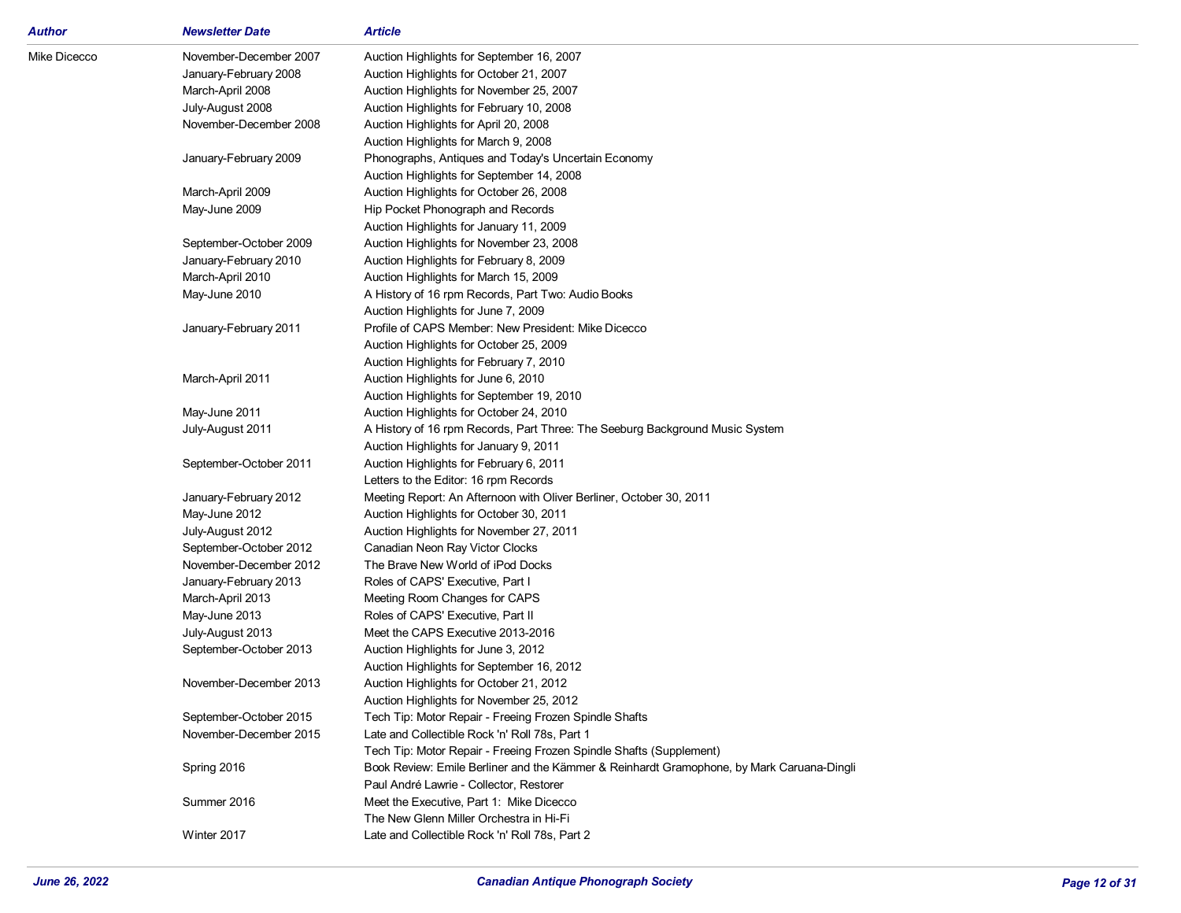| Author | Newsletter Date | Article |
|---|---|---|
| Mike Dicecco | November-December 2007 | Auction Highlights for September 16, 2007 |
| | January-February 2008 | Auction Highlights for October 21, 2007 |
| | March-April 2008 | Auction Highlights for November 25, 2007 |
| | July-August 2008 | Auction Highlights for February 10, 2008 |
| | November-December 2008 | Auction Highlights for April 20, 2008 |
| | | Auction Highlights for March 9, 2008 |
| | January-February 2009 | Phonographs, Antiques and Today's Uncertain Economy |
| | | Auction Highlights for September 14, 2008 |
| | March-April 2009 | Auction Highlights for October 26, 2008 |
| | May-June 2009 | Hip Pocket Phonograph and Records |
| | | Auction Highlights for January 11, 2009 |
| | September-October 2009 | Auction Highlights for November 23, 2008 |
| | January-February 2010 | Auction Highlights for February 8, 2009 |
| | March-April 2010 | Auction Highlights for March 15, 2009 |
| | May-June 2010 | A History of 16 rpm Records, Part Two: Audio Books |
| | | Auction Highlights for June 7, 2009 |
| | January-February 2011 | Profile of CAPS Member: New President: Mike Dicecco |
| | | Auction Highlights for October 25, 2009 |
| | | Auction Highlights for February 7, 2010 |
| | March-April 2011 | Auction Highlights for June 6, 2010 |
| | | Auction Highlights for September 19, 2010 |
| | May-June 2011 | Auction Highlights for October 24, 2010 |
| | July-August 2011 | A History of 16 rpm Records, Part Three: The Seeburg Background Music System |
| | | Auction Highlights for January 9, 2011 |
| | September-October 2011 | Auction Highlights for February 6, 2011 |
| | | Letters to the Editor: 16 rpm Records |
| | January-February 2012 | Meeting Report: An Afternoon with Oliver Berliner, October 30, 2011 |
| | May-June 2012 | Auction Highlights for October 30, 2011 |
| | July-August 2012 | Auction Highlights for November 27, 2011 |
| | September-October 2012 | Canadian Neon Ray Victor Clocks |
| | November-December 2012 | The Brave New World of iPod Docks |
| | January-February 2013 | Roles of CAPS' Executive, Part I |
| | March-April 2013 | Meeting Room Changes for CAPS |
| | May-June 2013 | Roles of CAPS' Executive, Part II |
| | July-August 2013 | Meet the CAPS Executive 2013-2016 |
| | September-October 2013 | Auction Highlights for June 3, 2012 |
| | | Auction Highlights for September 16, 2012 |
| | November-December 2013 | Auction Highlights for October 21, 2012 |
| | | Auction Highlights for November 25, 2012 |
| | September-October 2015 | Tech Tip: Motor Repair - Freeing Frozen Spindle Shafts |
| | November-December 2015 | Late and Collectible Rock 'n' Roll 78s, Part 1 |
| | | Tech Tip: Motor Repair - Freeing Frozen Spindle Shafts (Supplement) |
| | Spring 2016 | Book Review: Emile Berliner and the Kämmer & Reinhardt Gramophone, by Mark Caruana-Dingli |
| | | Paul André Lawrie - Collector, Restorer |
| | Summer 2016 | Meet the Executive, Part 1: Mike Dicecco |
| | | The New Glenn Miller Orchestra in Hi-Fi |
| | Winter 2017 | Late and Collectible Rock 'n' Roll 78s, Part 2 |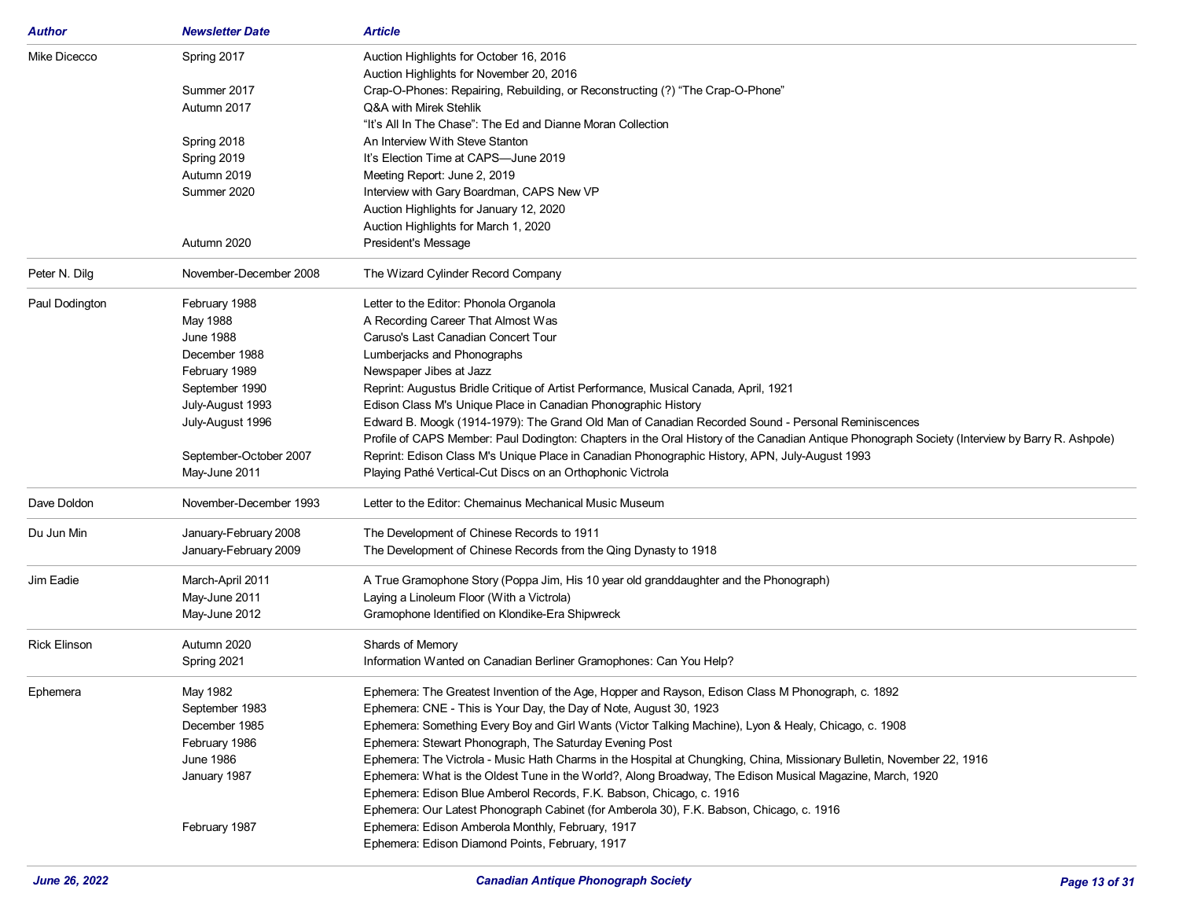| Author | Newsletter Date | Article |
|---|---|---|
| Mike Dicecco | Spring 2017 | Auction Highlights for October 16, 2016 |
| | | Auction Highlights for November 20, 2016 |
| | Summer 2017 | Crap-O-Phones: Repairing, Rebuilding, or Reconstructing (?) “The Crap-O-Phone” |
| | Autumn 2017 | Q&A with Mirek Stehlik |
| | | “It’s All In The Chase”: The Ed and Dianne Moran Collection |
| | Spring 2018 | An Interview With Steve Stanton |
| | Spring 2019 | It’s Election Time at CAPS—June 2019 |
| | Autumn 2019 | Meeting Report: June 2, 2019 |
| | Summer 2020 | Interview with Gary Boardman, CAPS New VP |
| | | Auction Highlights for January 12, 2020 |
| | | Auction Highlights for March 1, 2020 |
| | Autumn 2020 | President's Message |
| Peter N. Dilg | November-December 2008 | The Wizard Cylinder Record Company |
| Paul Dodington | February 1988 | Letter to the Editor: Phonola Organola |
| | May 1988 | A Recording Career That Almost Was |
| | June 1988 | Caruso's Last Canadian Concert Tour |
| | December 1988 | Lumberjacks and Phonographs |
| | February 1989 | Newspaper Jibes at Jazz |
| | September 1990 | Reprint: Augustus Bridle Critique of Artist Performance, Musical Canada, April, 1921 |
| | July-August 1993 | Edison Class M's Unique Place in Canadian Phonographic History |
| | July-August 1996 | Edward B. Moogk (1914-1979): The Grand Old Man of Canadian Recorded Sound - Personal Reminiscences |
| | | Profile of CAPS Member: Paul Dodington: Chapters in the Oral History of the Canadian Antique Phonograph Society (Interview by Barry R. Ashpole) |
| | September-October 2007 | Reprint: Edison Class M's Unique Place in Canadian Phonographic History, APN, July-August 1993 |
| | May-June 2011 | Playing Pathé Vertical-Cut Discs on an Orthophonic Victrola |
| Dave Doldon | November-December 1993 | Letter to the Editor: Chemainus Mechanical Music Museum |
| Du Jun Min | January-February 2008 | The Development of Chinese Records to 1911 |
| | January-February 2009 | The Development of Chinese Records from the Qing Dynasty to 1918 |
| Jim Eadie | March-April 2011 | A True Gramophone Story (Poppa Jim, His 10 year old granddaughter and the Phonograph) |
| | May-June 2011 | Laying a Linoleum Floor (With a Victrola) |
| | May-June 2012 | Gramophone Identified on Klondike-Era Shipwreck |
| Rick Elinson | Autumn 2020 | Shards of Memory |
| | Spring 2021 | Information Wanted on Canadian Berliner Gramophones: Can You Help? |
| Ephemera | May 1982 | Ephemera: The Greatest Invention of the Age, Hopper and Rayson, Edison Class M Phonograph, c. 1892 |
| | September 1983 | Ephemera: CNE - This is Your Day, the Day of Note, August 30, 1923 |
| | December 1985 | Ephemera: Something Every Boy and Girl Wants (Victor Talking Machine), Lyon & Healy, Chicago, c. 1908 |
| | February 1986 | Ephemera: Stewart Phonograph, The Saturday Evening Post |
| | June 1986 | Ephemera: The Victrola - Music Hath Charms in the Hospital at Chungking, China, Missionary Bulletin, November 22, 1916 |
| | January 1987 | Ephemera: What is the Oldest Tune in the World?, Along Broadway, The Edison Musical Magazine, March, 1920 |
| | | Ephemera: Edison Blue Amberol Records, F.K. Babson, Chicago, c. 1916 |
| | | Ephemera: Our Latest Phonograph Cabinet (for Amberola 30), F.K. Babson, Chicago, c. 1916 |
| | February 1987 | Ephemera: Edison Amberola Monthly, February, 1917 |
| | | Ephemera: Edison Diamond Points, February, 1917 |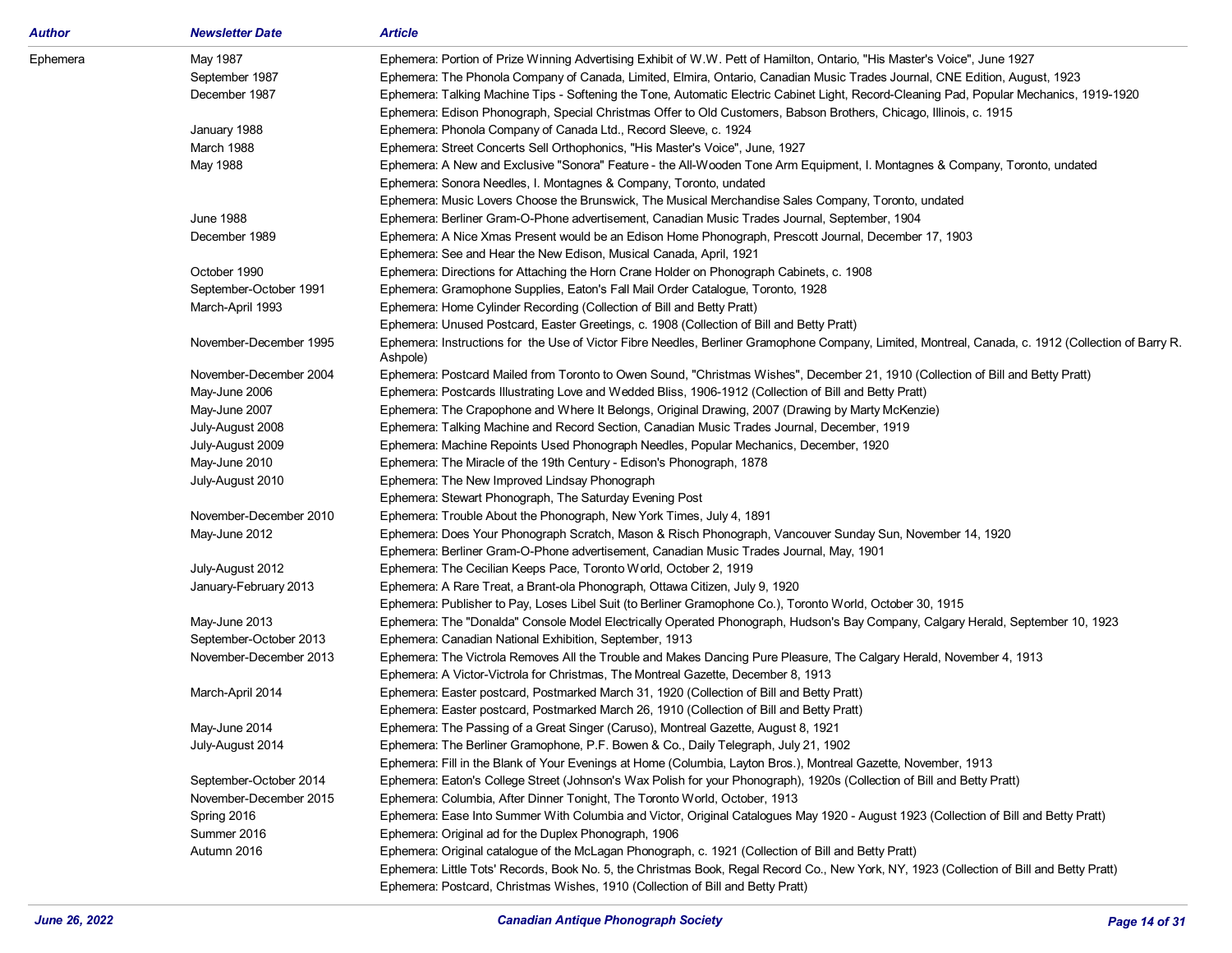| Author | Newsletter Date | Article |
|---|---|---|
| Ephemera | May 1987 | Ephemera: Portion of Prize Winning Advertising Exhibit of W.W. Pett of Hamilton, Ontario, "His Master's Voice", June 1927 |
| | September 1987 | Ephemera: The Phonola Company of Canada, Limited, Elmira, Ontario, Canadian Music Trades Journal, CNE Edition, August, 1923 |
| | December 1987 | Ephemera: Talking Machine Tips - Softening the Tone, Automatic Electric Cabinet Light, Record-Cleaning Pad, Popular Mechanics, 1919-1920 |
| | | Ephemera: Edison Phonograph, Special Christmas Offer to Old Customers, Babson Brothers, Chicago, Illinois, c. 1915 |
| | January 1988 | Ephemera: Phonola Company of Canada Ltd., Record Sleeve, c. 1924 |
| | March 1988 | Ephemera: Street Concerts Sell Orthophonics, "His Master's Voice", June, 1927 |
| | May 1988 | Ephemera: A New and Exclusive "Sonora" Feature - the All-Wooden Tone Arm Equipment, I. Montagnes & Company, Toronto, undated |
| | | Ephemera: Sonora Needles, I. Montagnes & Company, Toronto, undated |
| | | Ephemera: Music Lovers Choose the Brunswick, The Musical Merchandise Sales Company, Toronto, undated |
| | June 1988 | Ephemera: Berliner Gram-O-Phone advertisement, Canadian Music Trades Journal, September, 1904 |
| | December 1989 | Ephemera: A Nice Xmas Present would be an Edison Home Phonograph, Prescott Journal, December 17, 1903 |
| | | Ephemera: See and Hear the New Edison, Musical Canada, April, 1921 |
| | October 1990 | Ephemera: Directions for Attaching the Horn Crane Holder on Phonograph Cabinets, c. 1908 |
| | September-October 1991 | Ephemera: Gramophone Supplies, Eaton's Fall Mail Order Catalogue, Toronto, 1928 |
| | March-April 1993 | Ephemera: Home Cylinder Recording (Collection of Bill and Betty Pratt) |
| | | Ephemera: Unused Postcard, Easter Greetings, c. 1908 (Collection of Bill and Betty Pratt) |
| | November-December 1995 | Ephemera: Instructions for the Use of Victor Fibre Needles, Berliner Gramophone Company, Limited, Montreal, Canada, c. 1912 (Collection of Barry R. Ashpole) |
| | November-December 2004 | Ephemera: Postcard Mailed from Toronto to Owen Sound, "Christmas Wishes", December 21, 1910 (Collection of Bill and Betty Pratt) |
| | May-June 2006 | Ephemera: Postcards Illustrating Love and Wedded Bliss, 1906-1912 (Collection of Bill and Betty Pratt) |
| | May-June 2007 | Ephemera: The Crapophone and Where It Belongs, Original Drawing, 2007 (Drawing by Marty McKenzie) |
| | July-August 2008 | Ephemera: Talking Machine and Record Section, Canadian Music Trades Journal, December, 1919 |
| | July-August 2009 | Ephemera: Machine Repoints Used Phonograph Needles, Popular Mechanics, December, 1920 |
| | May-June 2010 | Ephemera: The Miracle of the 19th Century - Edison's Phonograph, 1878 |
| | July-August 2010 | Ephemera: The New Improved Lindsay Phonograph |
| | | Ephemera: Stewart Phonograph, The Saturday Evening Post |
| | November-December 2010 | Ephemera: Trouble About the Phonograph, New York Times, July 4, 1891 |
| | May-June 2012 | Ephemera: Does Your Phonograph Scratch, Mason & Risch Phonograph, Vancouver Sunday Sun, November 14, 1920 |
| | | Ephemera: Berliner Gram-O-Phone advertisement, Canadian Music Trades Journal, May, 1901 |
| | July-August 2012 | Ephemera: The Cecilian Keeps Pace, Toronto World, October 2, 1919 |
| | January-February 2013 | Ephemera: A Rare Treat, a Brant-ola Phonograph, Ottawa Citizen, July 9, 1920 |
| | | Ephemera: Publisher to Pay, Loses Libel Suit (to Berliner Gramophone Co.), Toronto World, October 30, 1915 |
| | May-June 2013 | Ephemera: The "Donalda" Console Model Electrically Operated Phonograph, Hudson's Bay Company, Calgary Herald, September 10, 1923 |
| | September-October 2013 | Ephemera: Canadian National Exhibition, September, 1913 |
| | November-December 2013 | Ephemera: The Victrola Removes All the Trouble and Makes Dancing Pure Pleasure, The Calgary Herald, November 4, 1913 |
| | | Ephemera: A Victor-Victrola for Christmas, The Montreal Gazette, December 8, 1913 |
| | March-April 2014 | Ephemera: Easter postcard, Postmarked March 31, 1920 (Collection of Bill and Betty Pratt) |
| | | Ephemera: Easter postcard, Postmarked March 26, 1910 (Collection of Bill and Betty Pratt) |
| | May-June 2014 | Ephemera: The Passing of a Great Singer (Caruso), Montreal Gazette, August 8, 1921 |
| | July-August 2014 | Ephemera: The Berliner Gramophone, P.F. Bowen & Co., Daily Telegraph, July 21, 1902 |
| | | Ephemera: Fill in the Blank of Your Evenings at Home (Columbia, Layton Bros.), Montreal Gazette, November, 1913 |
| | September-October 2014 | Ephemera: Eaton's College Street (Johnson's Wax Polish for your Phonograph), 1920s (Collection of Bill and Betty Pratt) |
| | November-December 2015 | Ephemera: Columbia, After Dinner Tonight, The Toronto World, October, 1913 |
| | Spring 2016 | Ephemera: Ease Into Summer With Columbia and Victor, Original Catalogues May 1920 - August 1923 (Collection of Bill and Betty Pratt) |
| | Summer 2016 | Ephemera: Original ad for the Duplex Phonograph, 1906 |
| | Autumn 2016 | Ephemera: Original catalogue of the McLagan Phonograph, c. 1921 (Collection of Bill and Betty Pratt) |
| | | Ephemera: Little Tots' Records, Book No. 5, the Christmas Book, Regal Record Co., New York, NY, 1923 (Collection of Bill and Betty Pratt) |
| | | Ephemera: Postcard, Christmas Wishes, 1910 (Collection of Bill and Betty Pratt) |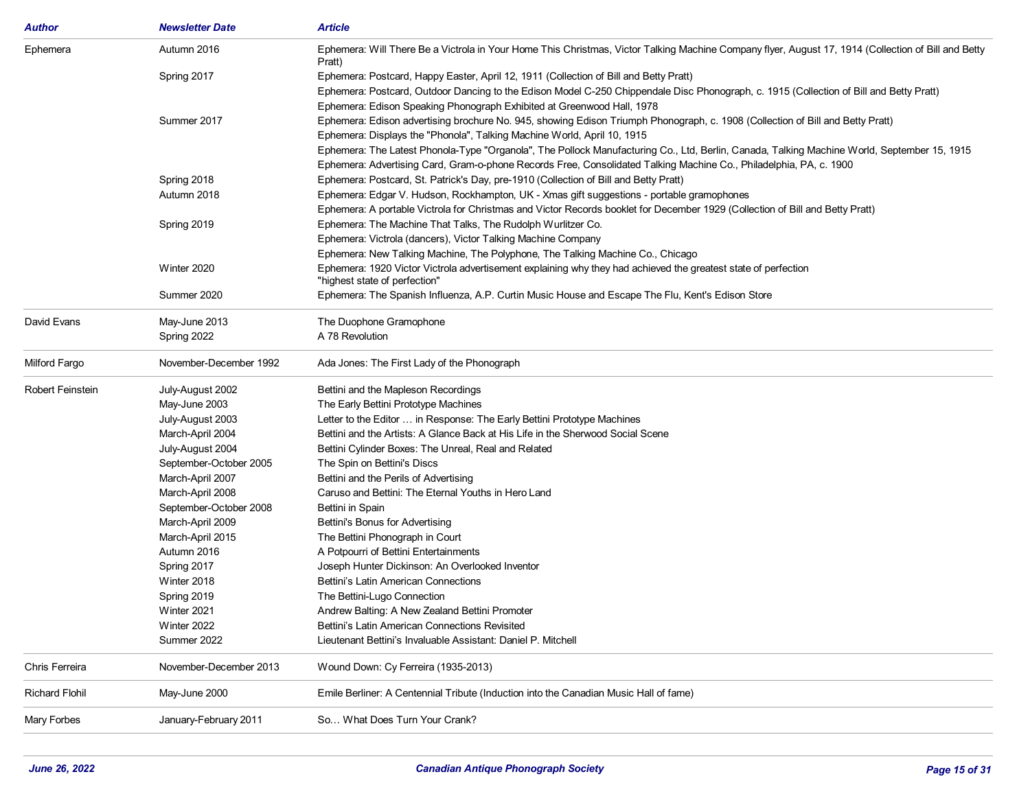| Author | Newsletter Date | Article |
|---|---|---|
| Ephemera | Autumn 2016 | Ephemera: Will There Be a Victrola in Your Home This Christmas, Victor Talking Machine Company flyer, August 17, 1914 (Collection of Bill and Betty Pratt) |
| | Spring 2017 | Ephemera: Postcard, Happy Easter, April 12, 1911 (Collection of Bill and Betty Pratt) |
| | | Ephemera: Postcard, Outdoor Dancing to the Edison Model C-250 Chippendale Disc Phonograph, c. 1915 (Collection of Bill and Betty Pratt) |
| | | Ephemera: Edison Speaking Phonograph Exhibited at Greenwood Hall, 1978 |
| | Summer 2017 | Ephemera: Edison advertising brochure No. 945, showing Edison Triumph Phonograph, c. 1908 (Collection of Bill and Betty Pratt) |
| | | Ephemera: Displays the "Phonola", Talking Machine World, April 10, 1915 |
| | | Ephemera: The Latest Phonola-Type "Organola", The Pollock Manufacturing Co., Ltd, Berlin, Canada, Talking Machine World, September 15, 1915 |
| | | Ephemera: Advertising Card, Gram-o-phone Records Free, Consolidated Talking Machine Co., Philadelphia, PA, c. 1900 |
| | Spring 2018 | Ephemera: Postcard, St. Patrick's Day, pre-1910 (Collection of Bill and Betty Pratt) |
| | Autumn 2018 | Ephemera: Edgar V. Hudson, Rockhampton, UK - Xmas gift suggestions - portable gramophones |
| | | Ephemera: A portable Victrola for Christmas and Victor Records booklet for December 1929 (Collection of Bill and Betty Pratt) |
| | Spring 2019 | Ephemera: The Machine That Talks, The Rudolph Wurlitzer Co. |
| | | Ephemera: Victrola (dancers), Victor Talking Machine Company |
| | | Ephemera: New Talking Machine, The Polyphone, The Talking Machine Co., Chicago |
| | Winter 2020 | Ephemera: 1920 Victor Victrola advertisement explaining why they had achieved the greatest state of perfection "highest state of perfection" |
| | Summer 2020 | Ephemera: The Spanish Influenza, A.P. Curtin Music House and Escape The Flu, Kent's Edison Store |
| David Evans | May-June 2013 | The Duophone Gramophone |
| | Spring 2022 | A 78 Revolution |
| Milford Fargo | November-December 1992 | Ada Jones: The First Lady of the Phonograph |
| Robert Feinstein | July-August 2002 | Bettini and the Mapleson Recordings |
| | May-June 2003 | The Early Bettini Prototype Machines |
| | July-August 2003 | Letter to the Editor … in Response: The Early Bettini Prototype Machines |
| | March-April 2004 | Bettini and the Artists: A Glance Back at His Life in the Sherwood Social Scene |
| | July-August 2004 | Bettini Cylinder Boxes: The Unreal, Real and Related |
| | September-October 2005 | The Spin on Bettini's Discs |
| | March-April 2007 | Bettini and the Perils of Advertising |
| | March-April 2008 | Caruso and Bettini: The Eternal Youths in Hero Land |
| | September-October 2008 | Bettini in Spain |
| | March-April 2009 | Bettini's Bonus for Advertising |
| | March-April 2015 | The Bettini Phonograph in Court |
| | Autumn 2016 | A Potpourri of Bettini Entertainments |
| | Spring 2017 | Joseph Hunter Dickinson: An Overlooked Inventor |
| | Winter 2018 | Bettini's Latin American Connections |
| | Spring 2019 | The Bettini-Lugo Connection |
| | Winter 2021 | Andrew Balting: A New Zealand Bettini Promoter |
| | Winter 2022 | Bettini's Latin American Connections Revisited |
| | Summer 2022 | Lieutenant Bettini's Invaluable Assistant: Daniel P. Mitchell |
| Chris Ferreira | November-December 2013 | Wound Down: Cy Ferreira (1935-2013) |
| Richard Flohil | May-June 2000 | Emile Berliner: A Centennial Tribute (Induction into the Canadian Music Hall of fame) |
| Mary Forbes | January-February 2011 | So… What Does Turn Your Crank? |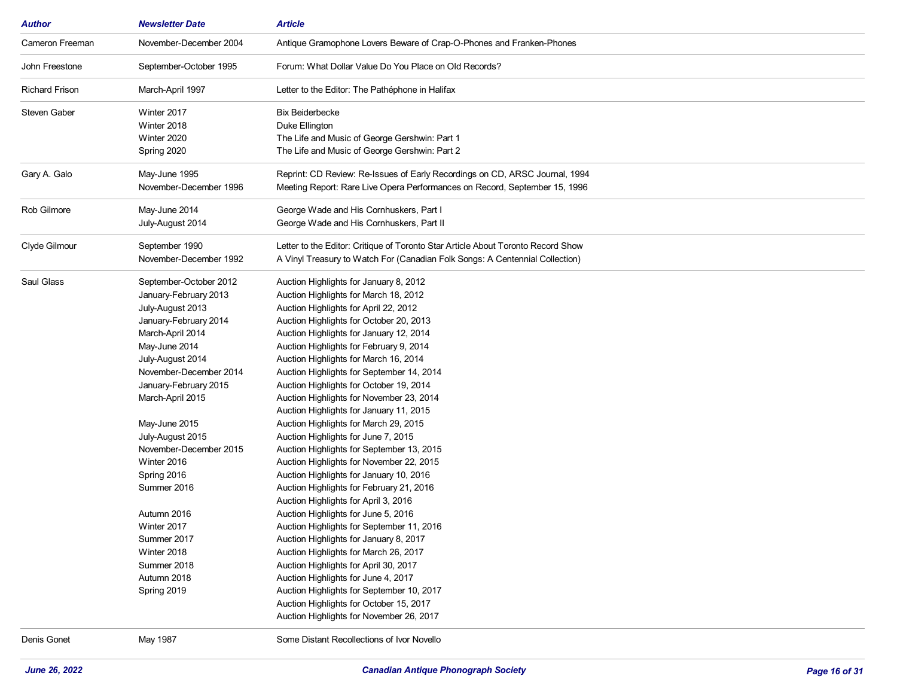| Author | Newsletter Date | Article |
|---|---|---|
| Cameron Freeman | November-December 2004 | Antique Gramophone Lovers Beware of Crap-O-Phones and Franken-Phones |
| John Freestone | September-October 1995 | Forum: What Dollar Value Do You Place on Old Records? |
| Richard Frison | March-April 1997 | Letter to the Editor: The Pathéphone in Halifax |
| Steven Gaber | Winter 2017 | Bix Beiderbecke |
| | Winter 2018 | Duke Ellington |
| | Winter 2020 | The Life and Music of George Gershwin: Part 1 |
| | Spring 2020 | The Life and Music of George Gershwin: Part 2 |
| Gary A. Galo | May-June 1995 | Reprint: CD Review: Re-Issues of Early Recordings on CD, ARSC Journal, 1994 |
| | November-December 1996 | Meeting Report: Rare Live Opera Performances on Record, September 15, 1996 |
| Rob Gilmore | May-June 2014 | George Wade and His Cornhuskers, Part I |
| | July-August 2014 | George Wade and His Cornhuskers, Part II |
| Clyde Gilmour | September 1990 | Letter to the Editor: Critique of Toronto Star Article About Toronto Record Show |
| | November-December 1992 | A Vinyl Treasury to Watch For (Canadian Folk Songs: A Centennial Collection) |
| Saul Glass | September-October 2012 | Auction Highlights for January 8, 2012 |
| | January-February 2013 | Auction Highlights for March 18, 2012 |
| | July-August 2013 | Auction Highlights for April 22, 2012 |
| | January-February 2014 | Auction Highlights for October 20, 2013 |
| | March-April 2014 | Auction Highlights for January 12, 2014 |
| | May-June 2014 | Auction Highlights for February 9, 2014 |
| | July-August 2014 | Auction Highlights for March 16, 2014 |
| | November-December 2014 | Auction Highlights for September 14, 2014 |
| | January-February 2015 | Auction Highlights for October 19, 2014 |
| | March-April 2015 | Auction Highlights for November 23, 2014 |
| | | Auction Highlights for January 11, 2015 |
| | May-June 2015 | Auction Highlights for March 29, 2015 |
| | July-August 2015 | Auction Highlights for June 7, 2015 |
| | November-December 2015 | Auction Highlights for September 13, 2015 |
| | Winter 2016 | Auction Highlights for November 22, 2015 |
| | Spring 2016 | Auction Highlights for January 10, 2016 |
| | Summer 2016 | Auction Highlights for February 21, 2016 |
| | | Auction Highlights for April 3, 2016 |
| | Autumn 2016 | Auction Highlights for June 5, 2016 |
| | Winter 2017 | Auction Highlights for September 11, 2016 |
| | Summer 2017 | Auction Highlights for January 8, 2017 |
| | Winter 2018 | Auction Highlights for March 26, 2017 |
| | Summer 2018 | Auction Highlights for April 30, 2017 |
| | Autumn 2018 | Auction Highlights for June 4, 2017 |
| | Spring 2019 | Auction Highlights for September 10, 2017 |
| | | Auction Highlights for October 15, 2017 |
| | | Auction Highlights for November 26, 2017 |
| Denis Gonet | May 1987 | Some Distant Recollections of Ivor Novello |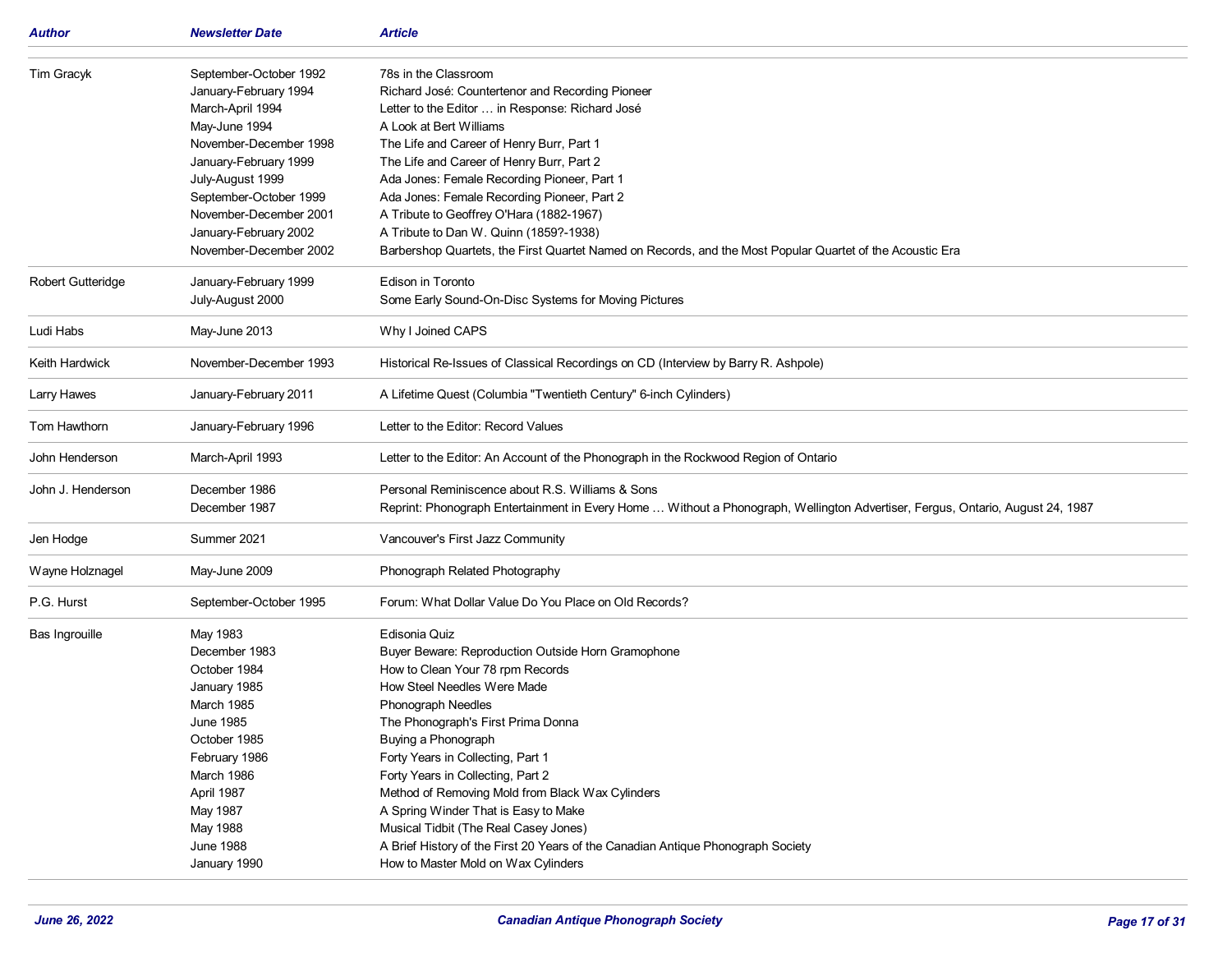| Author | Newsletter Date | Article |
|---|---|---|
| Tim Gracyk | September-October 1992 | 78s in the Classroom |
| | January-February 1994 | Richard José: Countertenor and Recording Pioneer |
| | March-April 1994 | Letter to the Editor … in Response: Richard José |
| | May-June 1994 | A Look at Bert Williams |
| | November-December 1998 | The Life and Career of Henry Burr, Part 1 |
| | January-February 1999 | The Life and Career of Henry Burr, Part 2 |
| | July-August 1999 | Ada Jones: Female Recording Pioneer, Part 1 |
| | September-October 1999 | Ada Jones: Female Recording Pioneer, Part 2 |
| | November-December 2001 | A Tribute to Geoffrey O'Hara (1882-1967) |
| | January-February 2002 | A Tribute to Dan W. Quinn (1859?-1938) |
| | November-December 2002 | Barbershop Quartets, the First Quartet Named on Records, and the Most Popular Quartet of the Acoustic Era |
| Robert Gutteridge | January-February 1999 | Edison in Toronto |
| | July-August 2000 | Some Early Sound-On-Disc Systems for Moving Pictures |
| Ludi Habs | May-June 2013 | Why I Joined CAPS |
| Keith Hardwick | November-December 1993 | Historical Re-Issues of Classical Recordings on CD (Interview by Barry R. Ashpole) |
| Larry Hawes | January-February 2011 | A Lifetime Quest (Columbia "Twentieth Century" 6-inch Cylinders) |
| Tom Hawthorn | January-February 1996 | Letter to the Editor: Record Values |
| John Henderson | March-April 1993 | Letter to the Editor: An Account of the Phonograph in the Rockwood Region of Ontario |
| John J. Henderson | December 1986 | Personal Reminiscence about R.S. Williams & Sons |
| | December 1987 | Reprint: Phonograph Entertainment in Every Home … Without a Phonograph, Wellington Advertiser, Fergus, Ontario, August 24, 1987 |
| Jen Hodge | Summer 2021 | Vancouver's First Jazz Community |
| Wayne Holznagel | May-June 2009 | Phonograph Related Photography |
| P.G. Hurst | September-October 1995 | Forum: What Dollar Value Do You Place on Old Records? |
| Bas Ingrouille | May 1983 | Edisonia Quiz |
| | December 1983 | Buyer Beware: Reproduction Outside Horn Gramophone |
| | October 1984 | How to Clean Your 78 rpm Records |
| | January 1985 | How Steel Needles Were Made |
| | March 1985 | Phonograph Needles |
| | June 1985 | The Phonograph's First Prima Donna |
| | October 1985 | Buying a Phonograph |
| | February 1986 | Forty Years in Collecting, Part 1 |
| | March 1986 | Forty Years in Collecting, Part 2 |
| | April 1987 | Method of Removing Mold from Black Wax Cylinders |
| | May 1987 | A Spring Winder That is Easy to Make |
| | May 1988 | Musical Tidbit (The Real Casey Jones) |
| | June 1988 | A Brief History of the First 20 Years of the Canadian Antique Phonograph Society |
| | January 1990 | How to Master Mold on Wax Cylinders |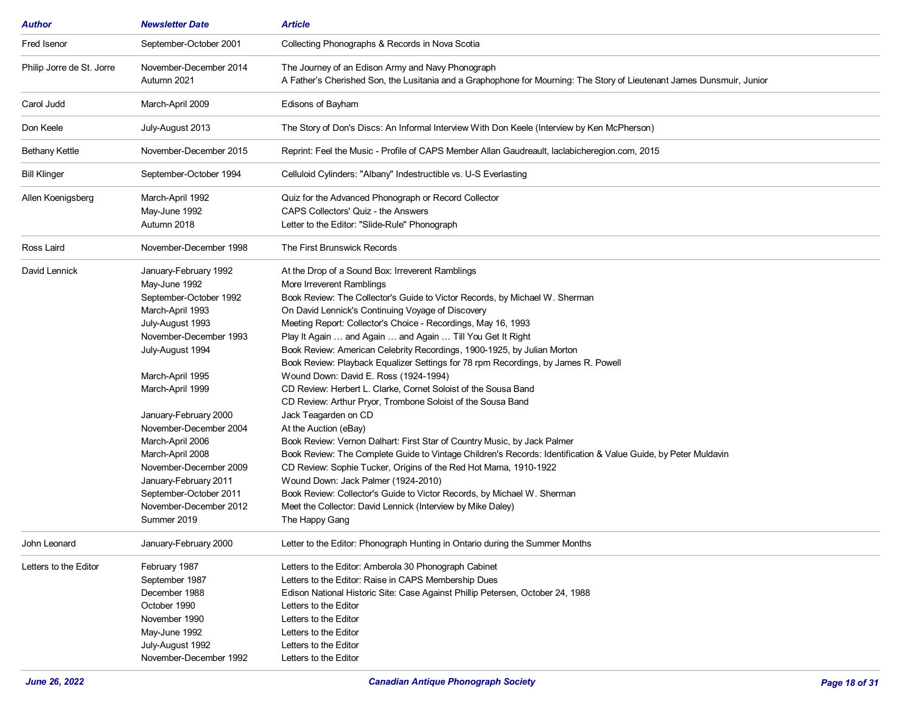| Author | Newsletter Date | Article |
|---|---|---|
| Fred Isenor | September-October 2001 | Collecting Phonographs & Records in Nova Scotia |
| Philip Jorre de St. Jorre | November-December 2014 | The Journey of an Edison Army and Navy Phonograph |
| | Autumn 2021 | A Father's Cherished Son, the Lusitania and a Graphophone for Mourning: The Story of Lieutenant James Dunsmuir, Junior |
| Carol Judd | March-April 2009 | Edisons of Bayham |
| Don Keele | July-August 2013 | The Story of Don's Discs: An Informal Interview With Don Keele (Interview by Ken McPherson) |
| Bethany Kettle | November-December 2015 | Reprint: Feel the Music - Profile of CAPS Member Allan Gaudreault, laclabicheregion.com, 2015 |
| Bill Klinger | September-October 1994 | Celluloid Cylinders: "Albany" Indestructible vs. U-S Everlasting |
| Allen Koenigsberg | March-April 1992 | Quiz for the Advanced Phonograph or Record Collector |
| | May-June 1992 | CAPS Collectors' Quiz - the Answers |
| | Autumn 2018 | Letter to the Editor: "Slide-Rule" Phonograph |
| Ross Laird | November-December 1998 | The First Brunswick Records |
| David Lennick | January-February 1992 | At the Drop of a Sound Box: Irreverent Ramblings |
| | May-June 1992 | More Irreverent Ramblings |
| | September-October 1992 | Book Review: The Collector's Guide to Victor Records, by Michael W. Sherman |
| | March-April 1993 | On David Lennick's Continuing Voyage of Discovery |
| | July-August 1993 | Meeting Report: Collector's Choice - Recordings, May 16, 1993 |
| | November-December 1993 | Play It Again … and Again … and Again … Till You Get It Right |
| | July-August 1994 | Book Review: American Celebrity Recordings, 1900-1925, by Julian Morton |
| | | Book Review: Playback Equalizer Settings for 78 rpm Recordings, by James R. Powell |
| | March-April 1995 | Wound Down: David E. Ross (1924-1994) |
| | March-April 1999 | CD Review: Herbert L. Clarke, Cornet Soloist of the Sousa Band |
| | | CD Review: Arthur Pryor, Trombone Soloist of the Sousa Band |
| | January-February 2000 | Jack Teagarden on CD |
| | November-December 2004 | At the Auction (eBay) |
| | March-April 2006 | Book Review: Vernon Dalhart: First Star of Country Music, by Jack Palmer |
| | March-April 2008 | Book Review: The Complete Guide to Vintage Children's Records: Identification & Value Guide, by Peter Muldavin |
| | November-December 2009 | CD Review: Sophie Tucker, Origins of the Red Hot Mama, 1910-1922 |
| | January-February 2011 | Wound Down: Jack Palmer (1924-2010) |
| | September-October 2011 | Book Review: Collector's Guide to Victor Records, by Michael W. Sherman |
| | November-December 2012 | Meet the Collector: David Lennick (Interview by Mike Daley) |
| | Summer 2019 | The Happy Gang |
| John Leonard | January-February 2000 | Letter to the Editor: Phonograph Hunting in Ontario during the Summer Months |
| Letters to the Editor | February 1987 | Letters to the Editor: Amberola 30 Phonograph Cabinet |
| | September 1987 | Letters to the Editor: Raise in CAPS Membership Dues |
| | December 1988 | Edison National Historic Site: Case Against Phillip Petersen, October 24, 1988 |
| | October 1990 | Letters to the Editor |
| | November 1990 | Letters to the Editor |
| | May-June 1992 | Letters to the Editor |
| | July-August 1992 | Letters to the Editor |
| | November-December 1992 | Letters to the Editor |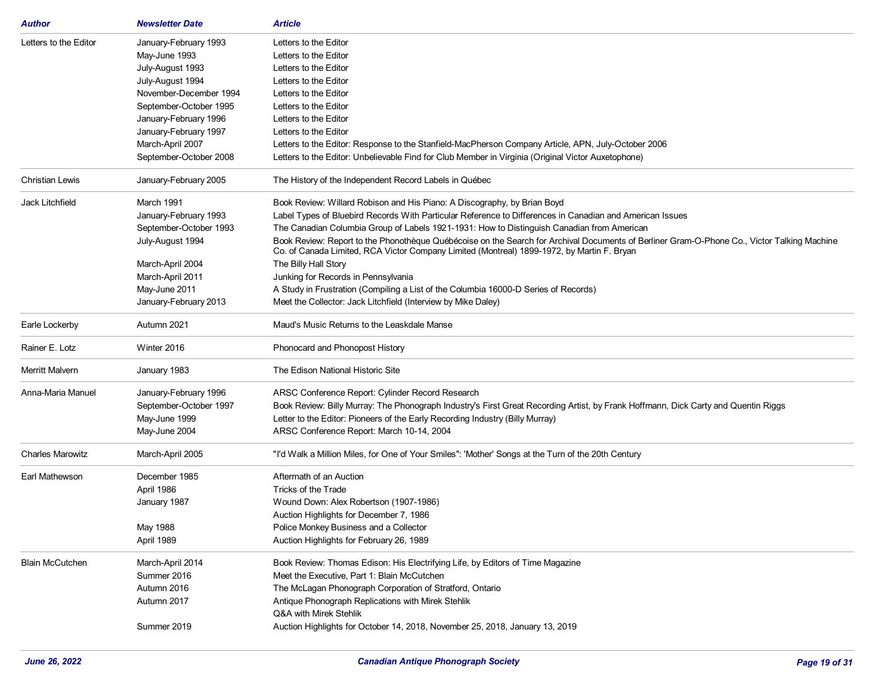| Author | Newsletter Date | Article |
|---|---|---|
| Letters to the Editor | January-February 1993 | Letters to the Editor |
| | May-June 1993 | Letters to the Editor |
| | July-August 1993 | Letters to the Editor |
| | July-August 1994 | Letters to the Editor |
| | November-December 1994 | Letters to the Editor |
| | September-October 1995 | Letters to the Editor |
| | January-February 1996 | Letters to the Editor |
| | January-February 1997 | Letters to the Editor |
| | March-April 2007 | Letters to the Editor: Response to the Stanfield-MacPherson Company Article, APN, July-October 2006 |
| | September-October 2008 | Letters to the Editor: Unbelievable Find for Club Member in Virginia (Original Victor Auxetophone) |
| Christian Lewis | January-February 2005 | The History of the Independent Record Labels in Québec |
| Jack Litchfield | March 1991 | Book Review: Willard Robison and His Piano: A Discography, by Brian Boyd |
| | January-February 1993 | Label Types of Bluebird Records With Particular Reference to Differences in Canadian and American Issues |
| | September-October 1993 | The Canadian Columbia Group of Labels 1921-1931: How to Distinguish Canadian from American |
| | July-August 1994 | Book Review: Report to the Phonothèque Québécoise on the Search for Archival Documents of Berliner Gram-O-Phone Co., Victor Talking Machine Co. of Canada Limited, RCA Victor Company Limited (Montreal) 1899-1972, by Martin F. Bryan |
| | March-April 2004 | The Billy Hall Story |
| | March-April 2011 | Junking for Records in Pennsylvania |
| | May-June 2011 | A Study in Frustration (Compiling a List of the Columbia 16000-D Series of Records) |
| | January-February 2013 | Meet the Collector: Jack Litchfield (Interview by Mike Daley) |
| Earle Lockerby | Autumn 2021 | Maud's Music Returns to the Leaskdale Manse |
| Rainer E. Lotz | Winter 2016 | Phonocard and Phonopost History |
| Merritt Malvern | January 1983 | The Edison National Historic Site |
| Anna-Maria Manuel | January-February 1996 | ARSC Conference Report: Cylinder Record Research |
| | September-October 1997 | Book Review: Billy Murray: The Phonograph Industry's First Great Recording Artist, by Frank Hoffmann, Dick Carty and Quentin Riggs |
| | May-June 1999 | Letter to the Editor: Pioneers of the Early Recording Industry (Billy Murray) |
| | May-June 2004 | ARSC Conference Report: March 10-14, 2004 |
| Charles Marowitz | March-April 2005 | "I'd Walk a Million Miles, for One of Your Smiles": 'Mother' Songs at the Turn of the 20th Century |
| Earl Mathewson | December 1985 | Aftermath of an Auction |
| | April 1986 | Tricks of the Trade |
| | January 1987 | Wound Down: Alex Robertson (1907-1986) |
| | | Auction Highlights for December 7, 1986 |
| | May 1988 | Police Monkey Business and a Collector |
| | April 1989 | Auction Highlights for February 26, 1989 |
| Blain McCutchen | March-April 2014 | Book Review: Thomas Edison: His Electrifying Life, by Editors of Time Magazine |
| | Summer 2016 | Meet the Executive, Part 1: Blain McCutchen |
| | Autumn 2016 | The McLagan Phonograph Corporation of Stratford, Ontario |
| | Autumn 2017 | Antique Phonograph Replications with Mirek Stehlik |
| | | Q&A with Mirek Stehlik |
| | Summer 2019 | Auction Highlights for October 14, 2018, November 25, 2018, January 13, 2019 |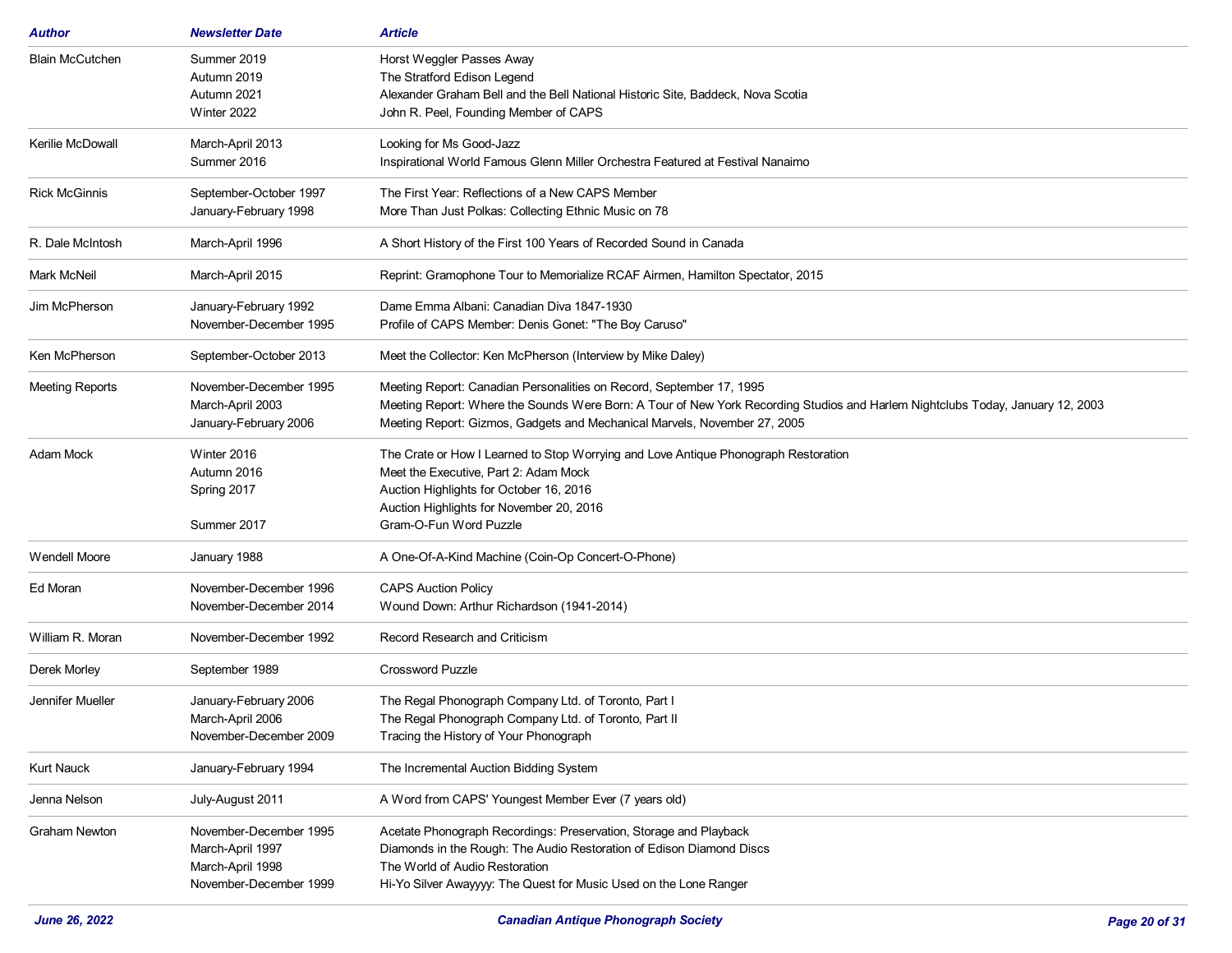| Author | Newsletter Date | Article |
|---|---|---|
| Blain McCutchen | Summer 2019 | Horst Weggler Passes Away |
| | Autumn 2019 | The Stratford Edison Legend |
| | Autumn 2021 | Alexander Graham Bell and the Bell National Historic Site, Baddeck, Nova Scotia |
| | Winter 2022 | John R. Peel, Founding Member of CAPS |
| Kerilie McDowall | March-April 2013 | Looking for Ms Good-Jazz |
| | Summer 2016 | Inspirational World Famous Glenn Miller Orchestra Featured at Festival Nanaimo |
| Rick McGinnis | September-October 1997 | The First Year: Reflections of a New CAPS Member |
| | January-February 1998 | More Than Just Polkas: Collecting Ethnic Music on 78 |
| R. Dale McIntosh | March-April 1996 | A Short History of the First 100 Years of Recorded Sound in Canada |
| Mark McNeil | March-April 2015 | Reprint: Gramophone Tour to Memorialize RCAF Airmen, Hamilton Spectator, 2015 |
| Jim McPherson | January-February 1992 | Dame Emma Albani: Canadian Diva 1847-1930 |
| | November-December 1995 | Profile of CAPS Member: Denis Gonet: "The Boy Caruso" |
| Ken McPherson | September-October 2013 | Meet the Collector: Ken McPherson (Interview by Mike Daley) |
| Meeting Reports | November-December 1995 | Meeting Report: Canadian Personalities on Record, September 17, 1995 |
| | March-April 2003 | Meeting Report: Where the Sounds Were Born: A Tour of New York Recording Studios and Harlem Nightclubs Today, January 12, 2003 |
| | January-February 2006 | Meeting Report: Gizmos, Gadgets and Mechanical Marvels, November 27, 2005 |
| Adam Mock | Winter 2016 | The Crate or How I Learned to Stop Worrying and Love Antique Phonograph Restoration |
| | Autumn 2016 | Meet the Executive, Part 2: Adam Mock |
| | Spring 2017 | Auction Highlights for October 16, 2016 |
| | | Auction Highlights for November 20, 2016 |
| | Summer 2017 | Gram-O-Fun Word Puzzle |
| Wendell Moore | January 1988 | A One-Of-A-Kind Machine (Coin-Op Concert-O-Phone) |
| Ed Moran | November-December 1996 | CAPS Auction Policy |
| | November-December 2014 | Wound Down: Arthur Richardson (1941-2014) |
| William R. Moran | November-December 1992 | Record Research and Criticism |
| Derek Morley | September 1989 | Crossword Puzzle |
| Jennifer Mueller | January-February 2006 | The Regal Phonograph Company Ltd. of Toronto, Part I |
| | March-April 2006 | The Regal Phonograph Company Ltd. of Toronto, Part II |
| | November-December 2009 | Tracing the History of Your Phonograph |
| Kurt Nauck | January-February 1994 | The Incremental Auction Bidding System |
| Jenna Nelson | July-August 2011 | A Word from CAPS' Youngest Member Ever (7 years old) |
| Graham Newton | November-December 1995 | Acetate Phonograph Recordings: Preservation, Storage and Playback |
| | March-April 1997 | Diamonds in the Rough: The Audio Restoration of Edison Diamond Discs |
| | March-April 1998 | The World of Audio Restoration |
| | November-December 1999 | Hi-Yo Silver Awayyyy: The Quest for Music Used on the Lone Ranger |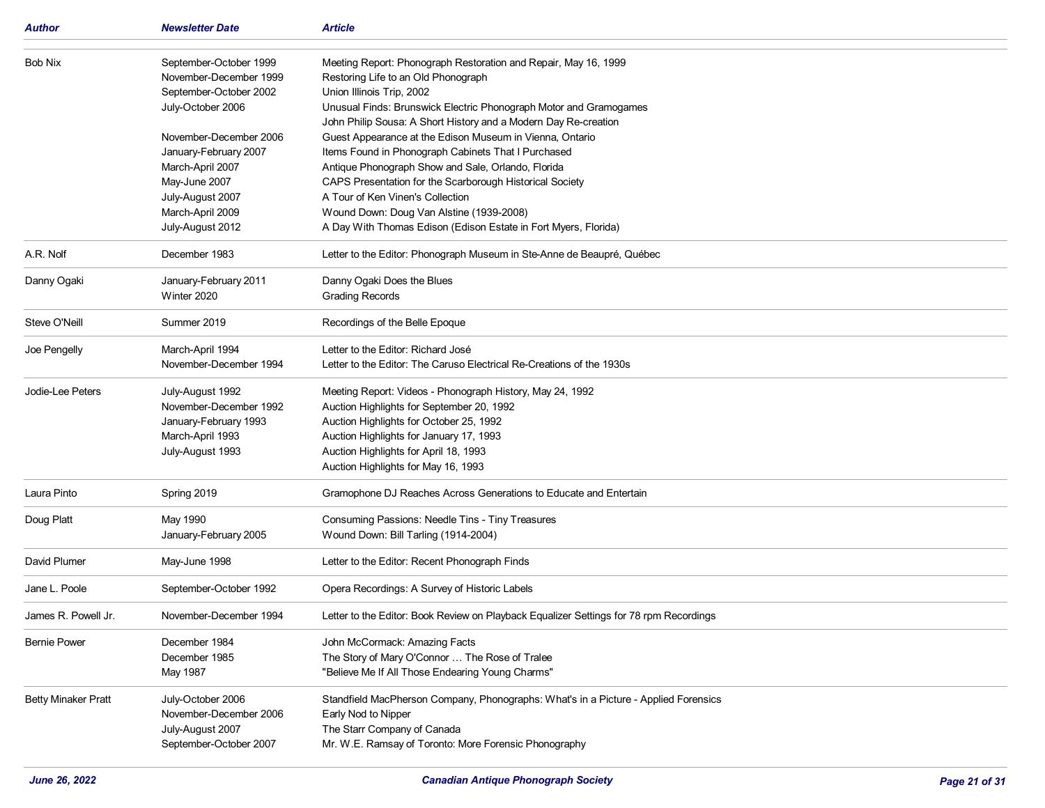| Author | Newsletter Date | Article |
|---|---|---|
| Bob Nix | September-October 1999 | Meeting Report: Phonograph Restoration and Repair, May 16, 1999 |
| | November-December 1999 | Restoring Life to an Old Phonograph |
| | September-October 2002 | Union Illinois Trip, 2002 |
| | July-October 2006 | Unusual Finds: Brunswick Electric Phonograph Motor and Gramogames |
| | | John Philip Sousa: A Short History and a Modern Day Re-creation |
| | November-December 2006 | Guest Appearance at the Edison Museum in Vienna, Ontario |
| | January-February 2007 | Items Found in Phonograph Cabinets That I Purchased |
| | March-April 2007 | Antique Phonograph Show and Sale, Orlando, Florida |
| | May-June 2007 | CAPS Presentation for the Scarborough Historical Society |
| | July-August 2007 | A Tour of Ken Vinen's Collection |
| | March-April 2009 | Wound Down: Doug Van Alstine (1939-2008) |
| | July-August 2012 | A Day With Thomas Edison (Edison Estate in Fort Myers, Florida) |
| A.R. Nolf | December 1983 | Letter to the Editor: Phonograph Museum in Ste-Anne de Beaupré, Québec |
| Danny Ogaki | January-February 2011 | Danny Ogaki Does the Blues |
| | Winter 2020 | Grading Records |
| Steve O'Neill | Summer 2019 | Recordings of the Belle Epoque |
| Joe Pengelly | March-April 1994 | Letter to the Editor: Richard José |
| | November-December 1994 | Letter to the Editor: The Caruso Electrical Re-Creations of the 1930s |
| Jodie-Lee Peters | July-August 1992 | Meeting Report: Videos - Phonograph History, May 24, 1992 |
| | November-December 1992 | Auction Highlights for September 20, 1992 |
| | January-February 1993 | Auction Highlights for October 25, 1992 |
| | March-April 1993 | Auction Highlights for January 17, 1993 |
| | July-August 1993 | Auction Highlights for April 18, 1993 |
| | | Auction Highlights for May 16, 1993 |
| Laura Pinto | Spring 2019 | Gramophone DJ Reaches Across Generations to Educate and Entertain |
| Doug Platt | May 1990 | Consuming Passions: Needle Tins - Tiny Treasures |
| | January-February 2005 | Wound Down: Bill Tarling (1914-2004) |
| David Plumer | May-June 1998 | Letter to the Editor: Recent Phonograph Finds |
| Jane L. Poole | September-October 1992 | Opera Recordings: A Survey of Historic Labels |
| James R. Powell Jr. | November-December 1994 | Letter to the Editor: Book Review on Playback Equalizer Settings for 78 rpm Recordings |
| Bernie Power | December 1984 | John McCormack: Amazing Facts |
| | December 1985 | The Story of Mary O'Connor … The Rose of Tralee |
| | May 1987 | "Believe Me If All Those Endearing Young Charms" |
| Betty Minaker Pratt | July-October 2006 | Standfield MacPherson Company, Phonographs: What's in a Picture - Applied Forensics |
| | November-December 2006 | Early Nod to Nipper |
| | July-August 2007 | The Starr Company of Canada |
| | September-October 2007 | Mr. W.E. Ramsay of Toronto: More Forensic Phonography |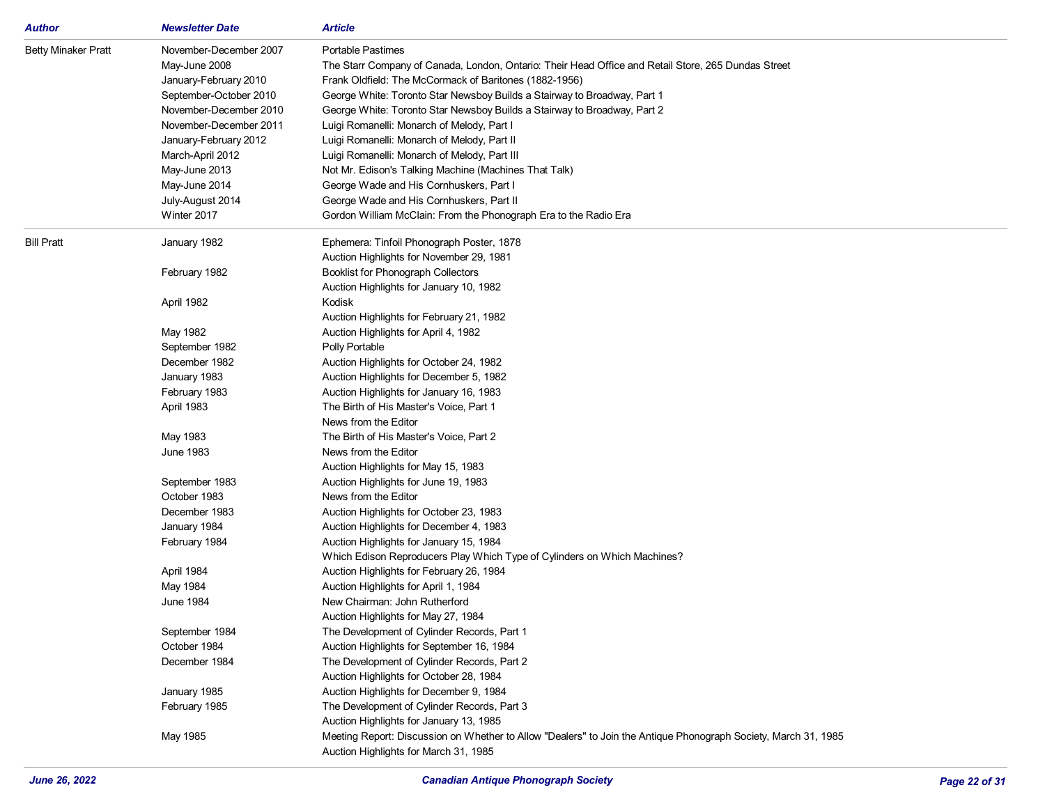| Author | Newsletter Date | Article |
|---|---|---|
| Betty Minaker Pratt | November-December 2007 | Portable Pastimes |
| | May-June 2008 | The Starr Company of Canada, London, Ontario: Their Head Office and Retail Store, 265 Dundas Street |
| | January-February 2010 | Frank Oldfield: The McCormack of Baritones (1882-1956) |
| | September-October 2010 | George White: Toronto Star Newsboy Builds a Stairway to Broadway, Part 1 |
| | November-December 2010 | George White: Toronto Star Newsboy Builds a Stairway to Broadway, Part 2 |
| | November-December 2011 | Luigi Romanelli: Monarch of Melody, Part I |
| | January-February 2012 | Luigi Romanelli: Monarch of Melody, Part II |
| | March-April 2012 | Luigi Romanelli: Monarch of Melody, Part III |
| | May-June 2013 | Not Mr. Edison's Talking Machine (Machines That Talk) |
| | May-June 2014 | George Wade and His Cornhuskers, Part I |
| | July-August 2014 | George Wade and His Cornhuskers, Part II |
| | Winter 2017 | Gordon William McClain: From the Phonograph Era to the Radio Era |
| Bill Pratt | January 1982 | Ephemera: Tinfoil Phonograph Poster, 1878 |
| | | Auction Highlights for November 29, 1981 |
| | February 1982 | Booklist for Phonograph Collectors |
| | | Auction Highlights for January 10, 1982 |
| | April 1982 | Kodisk |
| | | Auction Highlights for February 21, 1982 |
| | May 1982 | Auction Highlights for April 4, 1982 |
| | September 1982 | Polly Portable |
| | December 1982 | Auction Highlights for October 24, 1982 |
| | January 1983 | Auction Highlights for December 5, 1982 |
| | February 1983 | Auction Highlights for January 16, 1983 |
| | April 1983 | The Birth of His Master's Voice, Part 1 |
| | | News from the Editor |
| | May 1983 | The Birth of His Master's Voice, Part 2 |
| | June 1983 | News from the Editor |
| | | Auction Highlights for May 15, 1983 |
| | September 1983 | Auction Highlights for June 19, 1983 |
| | October 1983 | News from the Editor |
| | December 1983 | Auction Highlights for October 23, 1983 |
| | January 1984 | Auction Highlights for December 4, 1983 |
| | February 1984 | Auction Highlights for January 15, 1984 |
| | | Which Edison Reproducers Play Which Type of Cylinders on Which Machines? |
| | April 1984 | Auction Highlights for February 26, 1984 |
| | May 1984 | Auction Highlights for April 1, 1984 |
| | June 1984 | New Chairman: John Rutherford |
| | | Auction Highlights for May 27, 1984 |
| | September 1984 | The Development of Cylinder Records, Part 1 |
| | October 1984 | Auction Highlights for September 16, 1984 |
| | December 1984 | The Development of Cylinder Records, Part 2 |
| | | Auction Highlights for October 28, 1984 |
| | January 1985 | Auction Highlights for December 9, 1984 |
| | February 1985 | The Development of Cylinder Records, Part 3 |
| | | Auction Highlights for January 13, 1985 |
| | May 1985 | Meeting Report: Discussion on Whether to Allow "Dealers" to Join the Antique Phonograph Society, March 31, 1985 |
| | | Auction Highlights for March 31, 1985 |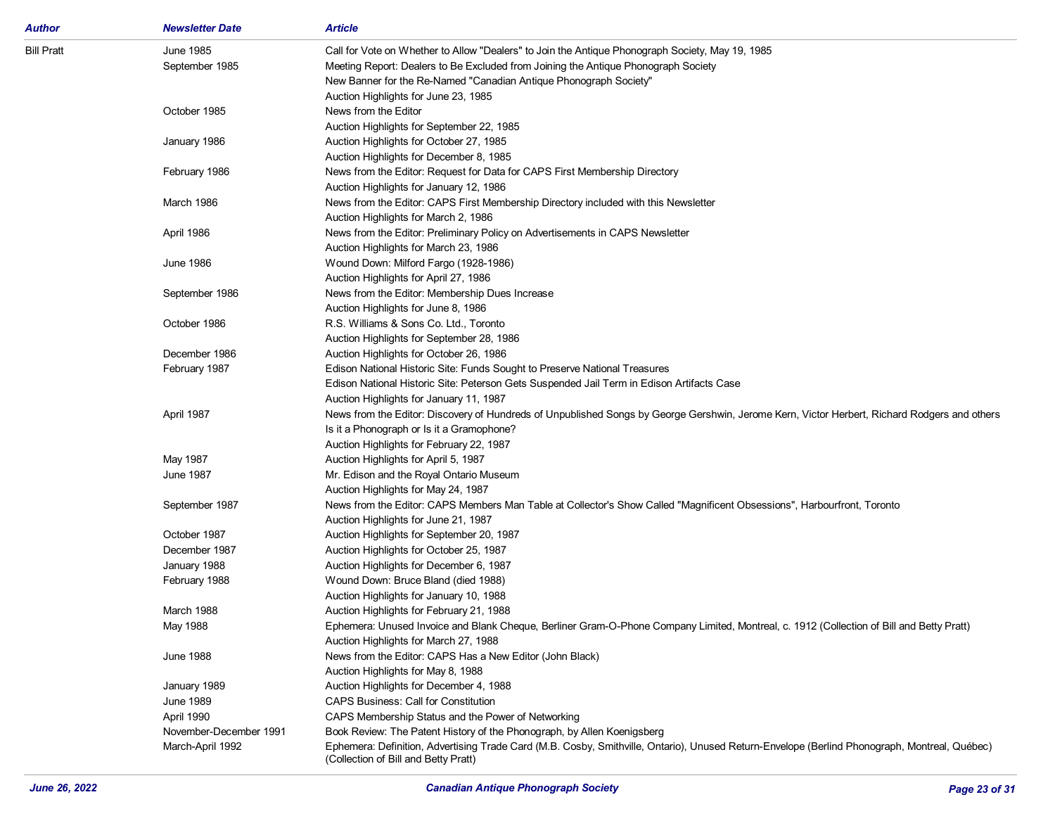| Author | Newsletter Date | Article |
|---|---|---|
| Bill Pratt | June 1985 | Call for Vote on Whether to Allow "Dealers" to Join the Antique Phonograph Society, May 19, 1985 |
| | September 1985 | Meeting Report: Dealers to Be Excluded from Joining the Antique Phonograph Society |
| | | New Banner for the Re-Named "Canadian Antique Phonograph Society" |
| | | Auction Highlights for June 23, 1985 |
| | October 1985 | News from the Editor |
| | | Auction Highlights for September 22, 1985 |
| | January 1986 | Auction Highlights for October 27, 1985 |
| | | Auction Highlights for December 8, 1985 |
| | February 1986 | News from the Editor: Request for Data for CAPS First Membership Directory |
| | | Auction Highlights for January 12, 1986 |
| | March 1986 | News from the Editor: CAPS First Membership Directory included with this Newsletter |
| | | Auction Highlights for March 2, 1986 |
| | April 1986 | News from the Editor: Preliminary Policy on Advertisements in CAPS Newsletter |
| | | Auction Highlights for March 23, 1986 |
| | June 1986 | Wound Down: Milford Fargo (1928-1986) |
| | | Auction Highlights for April 27, 1986 |
| | September 1986 | News from the Editor: Membership Dues Increase |
| | | Auction Highlights for June 8, 1986 |
| | October 1986 | R.S. Williams & Sons Co. Ltd., Toronto |
| | | Auction Highlights for September 28, 1986 |
| | December 1986 | Auction Highlights for October 26, 1986 |
| | February 1987 | Edison National Historic Site: Funds Sought to Preserve National Treasures |
| | | Edison National Historic Site: Peterson Gets Suspended Jail Term in Edison Artifacts Case |
| | | Auction Highlights for January 11, 1987 |
| | April 1987 | News from the Editor: Discovery of Hundreds of Unpublished Songs by George Gershwin, Jerome Kern, Victor Herbert, Richard Rodgers and others |
| | | Is it a Phonograph or Is it a Gramophone? |
| | | Auction Highlights for February 22, 1987 |
| | May 1987 | Auction Highlights for April 5, 1987 |
| | June 1987 | Mr. Edison and the Royal Ontario Museum |
| | | Auction Highlights for May 24, 1987 |
| | September 1987 | News from the Editor: CAPS Members Man Table at Collector's Show Called "Magnificent Obsessions", Harbourfront, Toronto |
| | | Auction Highlights for June 21, 1987 |
| | October 1987 | Auction Highlights for September 20, 1987 |
| | December 1987 | Auction Highlights for October 25, 1987 |
| | January 1988 | Auction Highlights for December 6, 1987 |
| | February 1988 | Wound Down: Bruce Bland (died 1988) |
| | | Auction Highlights for January 10, 1988 |
| | March 1988 | Auction Highlights for February 21, 1988 |
| | May 1988 | Ephemera: Unused Invoice and Blank Cheque, Berliner Gram-O-Phone Company Limited, Montreal, c. 1912 (Collection of Bill and Betty Pratt) |
| | | Auction Highlights for March 27, 1988 |
| | June 1988 | News from the Editor: CAPS Has a New Editor (John Black) |
| | | Auction Highlights for May 8, 1988 |
| | January 1989 | Auction Highlights for December 4, 1988 |
| | June 1989 | CAPS Business: Call for Constitution |
| | April 1990 | CAPS Membership Status and the Power of Networking |
| | November-December 1991 | Book Review: The Patent History of the Phonograph, by Allen Koenigsberg |
| | March-April 1992 | Ephemera: Definition, Advertising Trade Card (M.B. Cosby, Smithville, Ontario), Unused Return-Envelope (Berlind Phonograph, Montreal, Québec) (Collection of Bill and Betty Pratt) |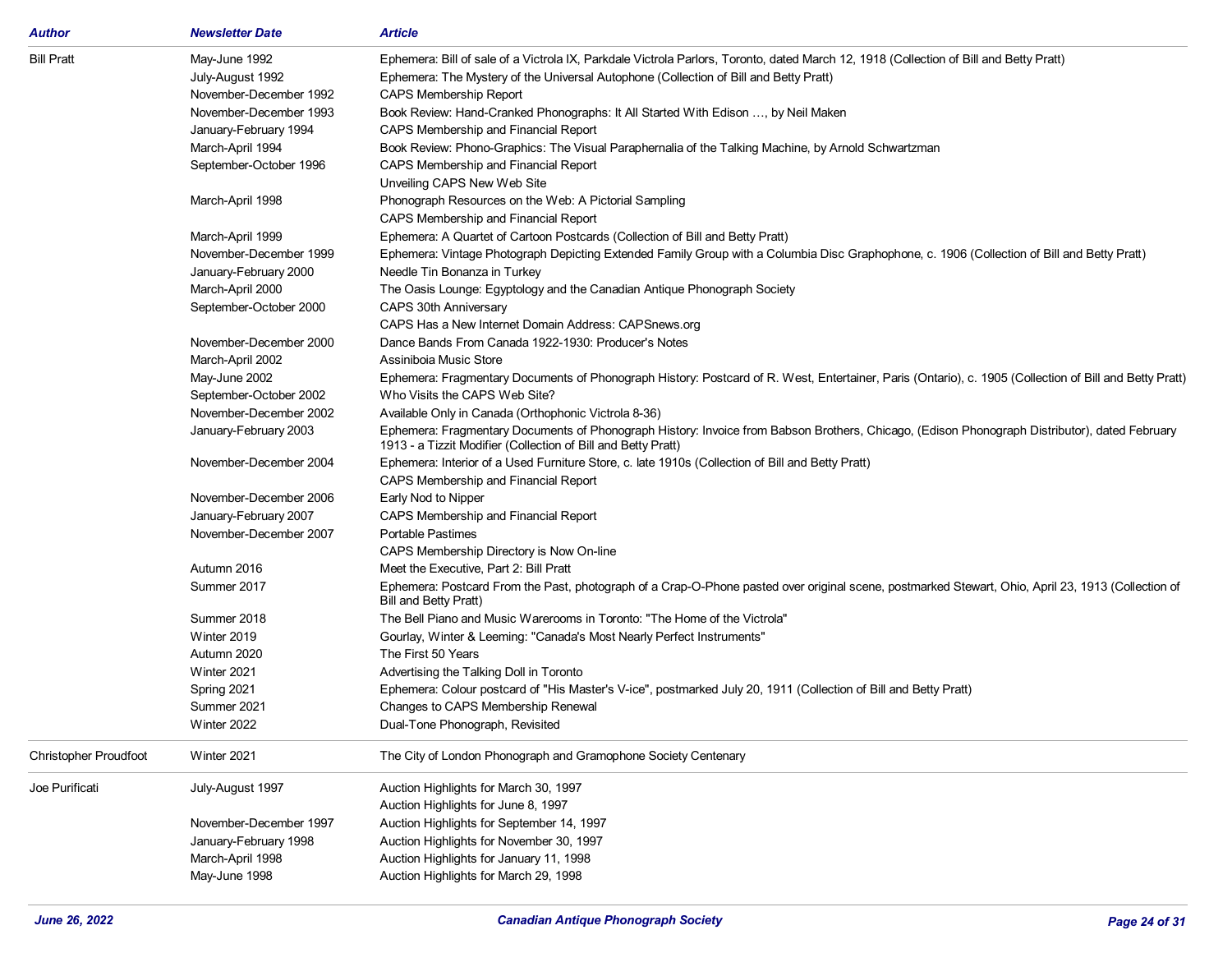| Author | Newsletter Date | Article |
|---|---|---|
| Bill Pratt | May-June 1992 | Ephemera: Bill of sale of a Victrola IX, Parkdale Victrola Parlors, Toronto, dated March 12, 1918 (Collection of Bill and Betty Pratt) |
| | July-August 1992 | Ephemera: The Mystery of the Universal Autophone (Collection of Bill and Betty Pratt) |
| | November-December 1992 | CAPS Membership Report |
| | November-December 1993 | Book Review: Hand-Cranked Phonographs: It All Started With Edison …, by Neil Maken |
| | January-February 1994 | CAPS Membership and Financial Report |
| | March-April 1994 | Book Review: Phono-Graphics: The Visual Paraphernalia of the Talking Machine, by Arnold Schwartzman |
| | September-October 1996 | CAPS Membership and Financial Report |
| | | Unveiling CAPS New Web Site |
| | March-April 1998 | Phonograph Resources on the Web: A Pictorial Sampling |
| | | CAPS Membership and Financial Report |
| | March-April 1999 | Ephemera: A Quartet of Cartoon Postcards (Collection of Bill and Betty Pratt) |
| | November-December 1999 | Ephemera: Vintage Photograph Depicting Extended Family Group with a Columbia Disc Graphophone, c. 1906 (Collection of Bill and Betty Pratt) |
| | January-February 2000 | Needle Tin Bonanza in Turkey |
| | March-April 2000 | The Oasis Lounge: Egyptology and the Canadian Antique Phonograph Society |
| | September-October 2000 | CAPS 30th Anniversary |
| | | CAPS Has a New Internet Domain Address: CAPSnews.org |
| | November-December 2000 | Dance Bands From Canada 1922-1930: Producer's Notes |
| | March-April 2002 | Assiniboia Music Store |
| | May-June 2002 | Ephemera: Fragmentary Documents of Phonograph History: Postcard of R. West, Entertainer, Paris (Ontario), c. 1905 (Collection of Bill and Betty Pratt) |
| | September-October 2002 | Who Visits the CAPS Web Site? |
| | November-December 2002 | Available Only in Canada (Orthophonic Victrola 8-36) |
| | January-February 2003 | Ephemera: Fragmentary Documents of Phonograph History: Invoice from Babson Brothers, Chicago, (Edison Phonograph Distributor), dated February 1913 - a Tizzit Modifier (Collection of Bill and Betty Pratt) |
| | November-December 2004 | Ephemera: Interior of a Used Furniture Store, c. late 1910s (Collection of Bill and Betty Pratt) |
| | | CAPS Membership and Financial Report |
| | November-December 2006 | Early Nod to Nipper |
| | January-February 2007 | CAPS Membership and Financial Report |
| | November-December 2007 | Portable Pastimes |
| | | CAPS Membership Directory is Now On-line |
| | Autumn 2016 | Meet the Executive, Part 2: Bill Pratt |
| | Summer 2017 | Ephemera: Postcard From the Past, photograph of a Crap-O-Phone pasted over original scene, postmarked Stewart, Ohio, April 23, 1913 (Collection of Bill and Betty Pratt) |
| | Summer 2018 | The Bell Piano and Music Warerooms in Toronto: "The Home of the Victrola" |
| | Winter 2019 | Gourlay, Winter & Leeming: "Canada's Most Nearly Perfect Instruments" |
| | Autumn 2020 | The First 50 Years |
| | Winter 2021 | Advertising the Talking Doll in Toronto |
| | Spring 2021 | Ephemera: Colour postcard of "His Master's V-ice", postmarked July 20, 1911 (Collection of Bill and Betty Pratt) |
| | Summer 2021 | Changes to CAPS Membership Renewal |
| | Winter 2022 | Dual-Tone Phonograph, Revisited |
| Christopher Proudfoot | Winter 2021 | The City of London Phonograph and Gramophone Society Centenary |
| Joe Purificati | July-August 1997 | Auction Highlights for March 30, 1997 |
| | | Auction Highlights for June 8, 1997 |
| | November-December 1997 | Auction Highlights for September 14, 1997 |
| | January-February 1998 | Auction Highlights for November 30, 1997 |
| | March-April 1998 | Auction Highlights for January 11, 1998 |
| | May-June 1998 | Auction Highlights for March 29, 1998 |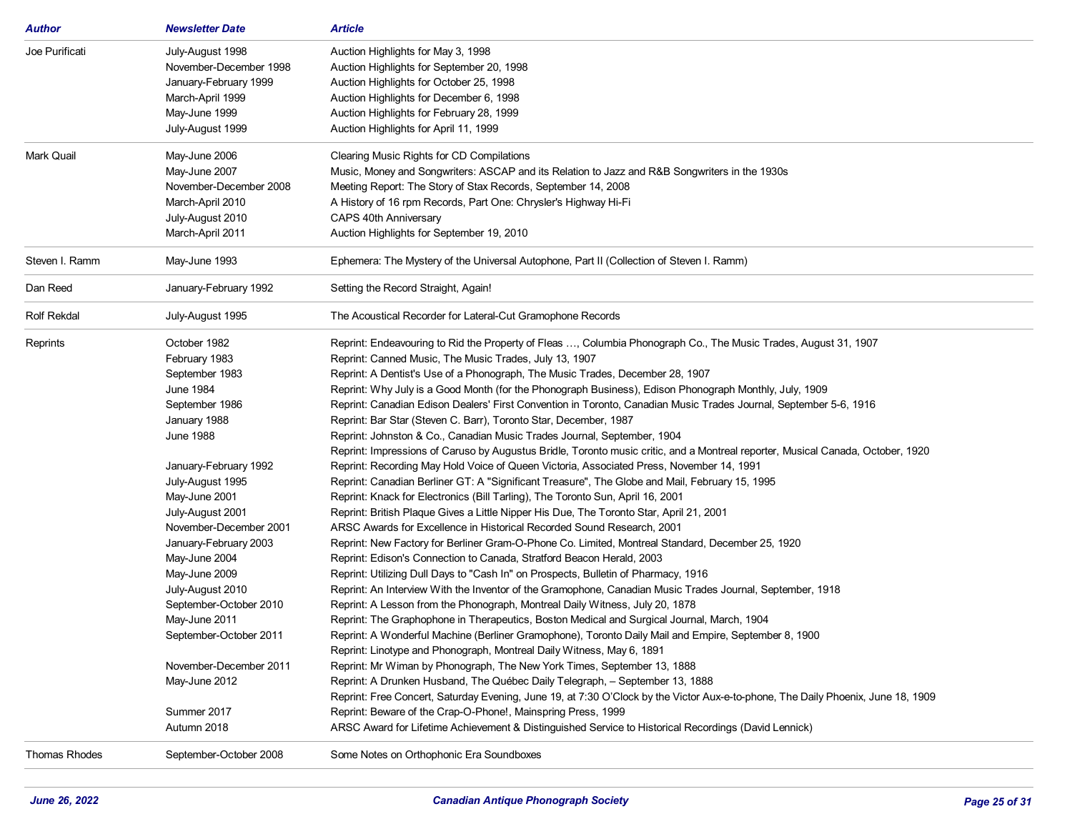| Author | Newsletter Date | Article |
|---|---|---|
| Joe Purificati | July-August 1998 | Auction Highlights for May 3, 1998 |
| | November-December 1998 | Auction Highlights for September 20, 1998 |
| | January-February 1999 | Auction Highlights for October 25, 1998 |
| | March-April 1999 | Auction Highlights for December 6, 1998 |
| | May-June 1999 | Auction Highlights for February 28, 1999 |
| | July-August 1999 | Auction Highlights for April 11, 1999 |
| Mark Quail | May-June 2006 | Clearing Music Rights for CD Compilations |
| | May-June 2007 | Music, Money and Songwriters: ASCAP and its Relation to Jazz and R&B Songwriters in the 1930s |
| | November-December 2008 | Meeting Report: The Story of Stax Records, September 14, 2008 |
| | March-April 2010 | A History of 16 rpm Records, Part One: Chrysler's Highway Hi-Fi |
| | July-August 2010 | CAPS 40th Anniversary |
| | March-April 2011 | Auction Highlights for September 19, 2010 |
| Steven I. Ramm | May-June 1993 | Ephemera: The Mystery of the Universal Autophone, Part II (Collection of Steven I. Ramm) |
| Dan Reed | January-February 1992 | Setting the Record Straight, Again! |
| Rolf Rekdal | July-August 1995 | The Acoustical Recorder for Lateral-Cut Gramophone Records |
| Reprints | October 1982 | Reprint: Endeavouring to Rid the Property of Fleas …, Columbia Phonograph Co., The Music Trades, August 31, 1907 |
| | February 1983 | Reprint: Canned Music, The Music Trades, July 13, 1907 |
| | September 1983 | Reprint: A Dentist's Use of a Phonograph, The Music Trades, December 28, 1907 |
| | June 1984 | Reprint: Why July is a Good Month (for the Phonograph Business), Edison Phonograph Monthly, July, 1909 |
| | September 1986 | Reprint: Canadian Edison Dealers' First Convention in Toronto, Canadian Music Trades Journal, September 5-6, 1916 |
| | January 1988 | Reprint: Bar Star (Steven C. Barr), Toronto Star, December, 1987 |
| | June 1988 | Reprint: Johnston & Co., Canadian Music Trades Journal, September, 1904 |
| | | Reprint: Impressions of Caruso by Augustus Bridle, Toronto music critic, and a Montreal reporter, Musical Canada, October, 1920 |
| | January-February 1992 | Reprint: Recording May Hold Voice of Queen Victoria, Associated Press, November 14, 1991 |
| | July-August 1995 | Reprint: Canadian Berliner GT: A "Significant Treasure", The Globe and Mail, February 15, 1995 |
| | May-June 2001 | Reprint: Knack for Electronics (Bill Tarling), The Toronto Sun, April 16, 2001 |
| | July-August 2001 | Reprint: British Plaque Gives a Little Nipper His Due, The Toronto Star, April 21, 2001 |
| | November-December 2001 | ARSC Awards for Excellence in Historical Recorded Sound Research, 2001 |
| | January-February 2003 | Reprint: New Factory for Berliner Gram-O-Phone Co. Limited, Montreal Standard, December 25, 1920 |
| | May-June 2004 | Reprint: Edison's Connection to Canada, Stratford Beacon Herald, 2003 |
| | May-June 2009 | Reprint: Utilizing Dull Days to "Cash In" on Prospects, Bulletin of Pharmacy, 1916 |
| | July-August 2010 | Reprint: An Interview With the Inventor of the Gramophone, Canadian Music Trades Journal, September, 1918 |
| | September-October 2010 | Reprint: A Lesson from the Phonograph, Montreal Daily Witness, July 20, 1878 |
| | May-June 2011 | Reprint: The Graphophone in Therapeutics, Boston Medical and Surgical Journal, March, 1904 |
| | September-October 2011 | Reprint: A Wonderful Machine (Berliner Gramophone), Toronto Daily Mail and Empire, September 8, 1900 |
| | | Reprint: Linotype and Phonograph, Montreal Daily Witness, May 6, 1891 |
| | November-December 2011 | Reprint: Mr Wiman by Phonograph, The New York Times, September 13, 1888 |
| | May-June 2012 | Reprint: A Drunken Husband, The Québec Daily Telegraph, – September 13, 1888 |
| | | Reprint: Free Concert, Saturday Evening, June 19, at 7:30 O'Clock by the Victor Aux-e-to-phone, The Daily Phoenix, June 18, 1909 |
| | Summer 2017 | Reprint: Beware of the Crap-O-Phone!, Mainspring Press, 1999 |
| | Autumn 2018 | ARSC Award for Lifetime Achievement & Distinguished Service to Historical Recordings (David Lennick) |
| Thomas Rhodes | September-October 2008 | Some Notes on Orthophonic Era Soundboxes |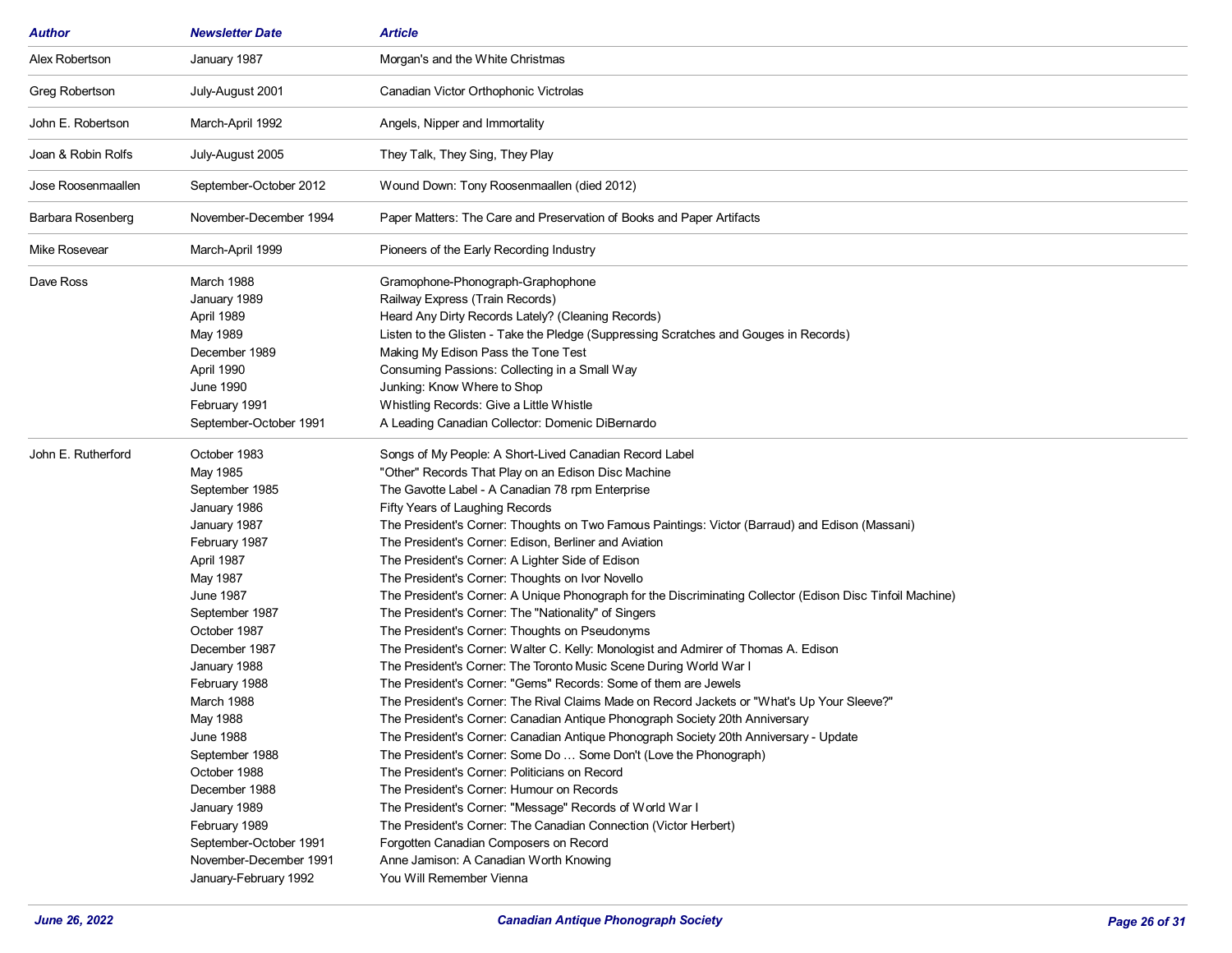| Author | Newsletter Date | Article |
|---|---|---|
| Alex Robertson | January 1987 | Morgan's and the White Christmas |
| Greg Robertson | July-August 2001 | Canadian Victor Orthophonic Victrolas |
| John E. Robertson | March-April 1992 | Angels, Nipper and Immortality |
| Joan & Robin Rolfs | July-August 2005 | They Talk, They Sing, They Play |
| Jose Roosenmaallen | September-October 2012 | Wound Down: Tony Roosenmaallen (died 2012) |
| Barbara Rosenberg | November-December 1994 | Paper Matters: The Care and Preservation of Books and Paper Artifacts |
| Mike Rosevear | March-April 1999 | Pioneers of the Early Recording Industry |
| Dave Ross | March 1988 | Gramophone-Phonograph-Graphophone |
| | January 1989 | Railway Express (Train Records) |
| | April 1989 | Heard Any Dirty Records Lately? (Cleaning Records) |
| | May 1989 | Listen to the Glisten - Take the Pledge (Suppressing Scratches and Gouges in Records) |
| | December 1989 | Making My Edison Pass the Tone Test |
| | April 1990 | Consuming Passions: Collecting in a Small Way |
| | June 1990 | Junking: Know Where to Shop |
| | February 1991 | Whistling Records: Give a Little Whistle |
| | September-October 1991 | A Leading Canadian Collector: Domenic DiBernardo |
| John E. Rutherford | October 1983 | Songs of My People: A Short-Lived Canadian Record Label |
| | May 1985 | "Other" Records That Play on an Edison Disc Machine |
| | September 1985 | The Gavotte Label - A Canadian 78 rpm Enterprise |
| | January 1986 | Fifty Years of Laughing Records |
| | January 1987 | The President's Corner: Thoughts on Two Famous Paintings: Victor (Barraud) and Edison (Massani) |
| | February 1987 | The President's Corner: Edison, Berliner and Aviation |
| | April 1987 | The President's Corner: A Lighter Side of Edison |
| | May 1987 | The President's Corner: Thoughts on Ivor Novello |
| | June 1987 | The President's Corner: A Unique Phonograph for the Discriminating Collector (Edison Disc Tinfoil Machine) |
| | September 1987 | The President's Corner: The "Nationality" of Singers |
| | October 1987 | The President's Corner: Thoughts on Pseudonyms |
| | December 1987 | The President's Corner: Walter C. Kelly: Monologist and Admirer of Thomas A. Edison |
| | January 1988 | The President's Corner: The Toronto Music Scene During World War I |
| | February 1988 | The President's Corner: "Gems" Records: Some of them are Jewels |
| | March 1988 | The President's Corner: The Rival Claims Made on Record Jackets or "What's Up Your Sleeve?" |
| | May 1988 | The President's Corner: Canadian Antique Phonograph Society 20th Anniversary |
| | June 1988 | The President's Corner: Canadian Antique Phonograph Society 20th Anniversary - Update |
| | September 1988 | The President's Corner: Some Do … Some Don't (Love the Phonograph) |
| | October 1988 | The President's Corner: Politicians on Record |
| | December 1988 | The President's Corner: Humour on Records |
| | January 1989 | The President's Corner: "Message" Records of World War I |
| | February 1989 | The President's Corner: The Canadian Connection (Victor Herbert) |
| | September-October 1991 | Forgotten Canadian Composers on Record |
| | November-December 1991 | Anne Jamison: A Canadian Worth Knowing |
| | January-February 1992 | You Will Remember Vienna |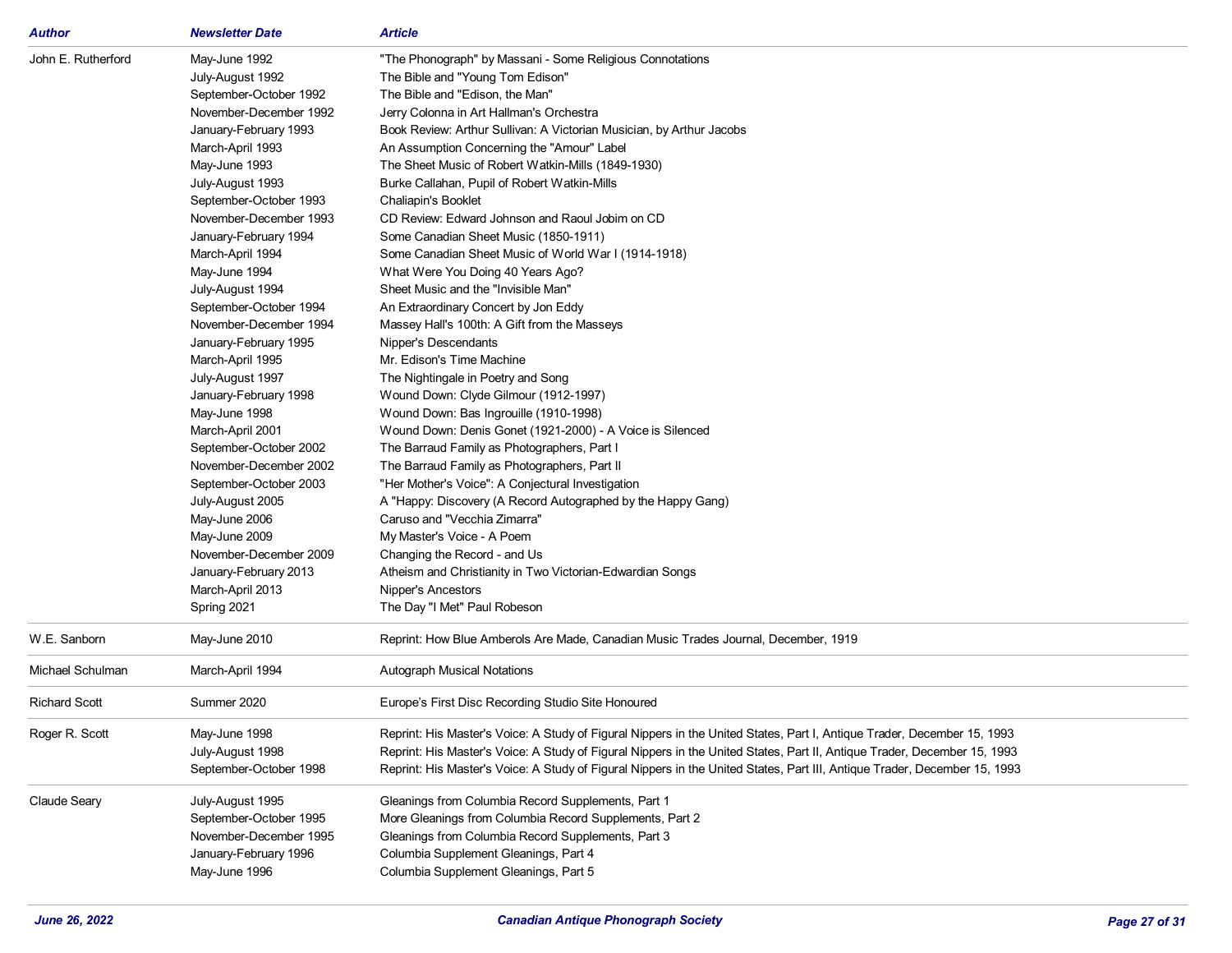| Author | Newsletter Date | Article |
|---|---|---|
| John E. Rutherford | May-June 1992 | "The Phonograph" by Massani - Some Religious Connotations |
| | July-August 1992 | The Bible and "Young Tom Edison" |
| | September-October 1992 | The Bible and "Edison, the Man" |
| | November-December 1992 | Jerry Colonna in Art Hallman's Orchestra |
| | January-February 1993 | Book Review: Arthur Sullivan: A Victorian Musician, by Arthur Jacobs |
| | March-April 1993 | An Assumption Concerning the "Amour" Label |
| | May-June 1993 | The Sheet Music of Robert Watkin-Mills (1849-1930) |
| | July-August 1993 | Burke Callahan, Pupil of Robert Watkin-Mills |
| | September-October 1993 | Chaliapin's Booklet |
| | November-December 1993 | CD Review: Edward Johnson and Raoul Jobim on CD |
| | January-February 1994 | Some Canadian Sheet Music (1850-1911) |
| | March-April 1994 | Some Canadian Sheet Music of World War I (1914-1918) |
| | May-June 1994 | What Were You Doing 40 Years Ago? |
| | July-August 1994 | Sheet Music and the "Invisible Man" |
| | September-October 1994 | An Extraordinary Concert by Jon Eddy |
| | November-December 1994 | Massey Hall's 100th: A Gift from the Masseys |
| | January-February 1995 | Nipper's Descendants |
| | March-April 1995 | Mr. Edison's Time Machine |
| | July-August 1997 | The Nightingale in Poetry and Song |
| | January-February 1998 | Wound Down: Clyde Gilmour (1912-1997) |
| | May-June 1998 | Wound Down: Bas Ingrouille (1910-1998) |
| | March-April 2001 | Wound Down: Denis Gonet (1921-2000) - A Voice is Silenced |
| | September-October 2002 | The Barraud Family as Photographers, Part I |
| | November-December 2002 | The Barraud Family as Photographers, Part II |
| | September-October 2003 | "Her Mother's Voice": A Conjectural Investigation |
| | July-August 2005 | A "Happy: Discovery (A Record Autographed by the Happy Gang) |
| | May-June 2006 | Caruso and "Vecchia Zimarra" |
| | May-June 2009 | My Master's Voice - A Poem |
| | November-December 2009 | Changing the Record - and Us |
| | January-February 2013 | Atheism and Christianity in Two Victorian-Edwardian Songs |
| | March-April 2013 | Nipper's Ancestors |
| | Spring 2021 | The Day "I Met" Paul Robeson |
| W.E. Sanborn | May-June 2010 | Reprint: How Blue Amberols Are Made, Canadian Music Trades Journal, December, 1919 |
| Michael Schulman | March-April 1994 | Autograph Musical Notations |
| Richard Scott | Summer 2020 | Europe's First Disc Recording Studio Site Honoured |
| Roger R. Scott | May-June 1998 | Reprint: His Master's Voice: A Study of Figural Nippers in the United States, Part I, Antique Trader, December 15, 1993 |
| | July-August 1998 | Reprint: His Master's Voice: A Study of Figural Nippers in the United States, Part II, Antique Trader, December 15, 1993 |
| | September-October 1998 | Reprint: His Master's Voice: A Study of Figural Nippers in the United States, Part III, Antique Trader, December 15, 1993 |
| Claude Seary | July-August 1995 | Gleanings from Columbia Record Supplements, Part 1 |
| | September-October 1995 | More Gleanings from Columbia Record Supplements, Part 2 |
| | November-December 1995 | Gleanings from Columbia Record Supplements, Part 3 |
| | January-February 1996 | Columbia Supplement Gleanings, Part 4 |
| | May-June 1996 | Columbia Supplement Gleanings, Part 5 |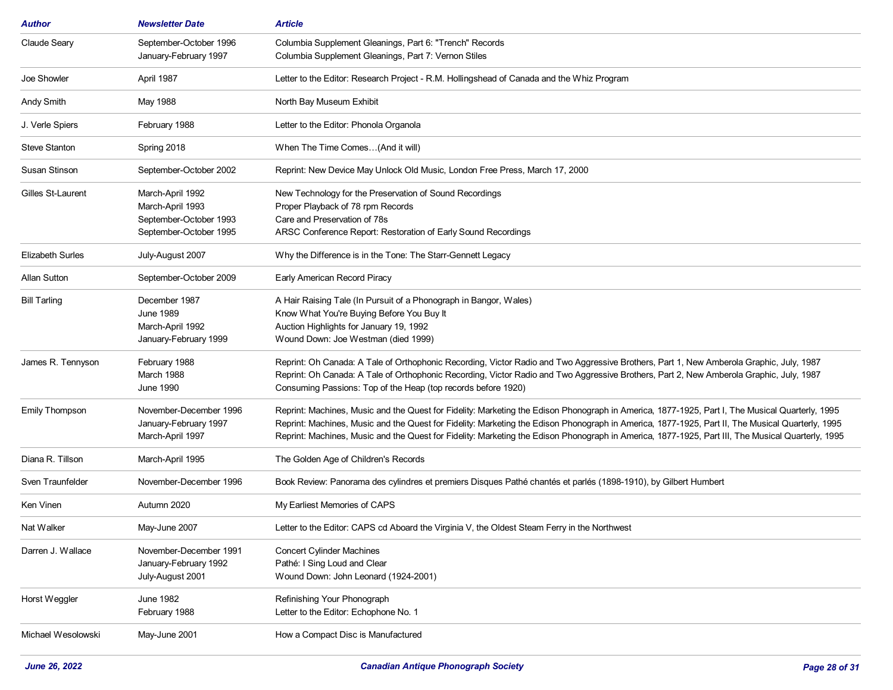| Author | Newsletter Date | Article |
|---|---|---|
| Claude Seary | September-October 1996 | Columbia Supplement Gleanings, Part 6: "Trench" Records |
| | January-February 1997 | Columbia Supplement Gleanings, Part 7: Vernon Stiles |
| Joe Showler | April 1987 | Letter to the Editor: Research Project - R.M. Hollingshead of Canada and the Whiz Program |
| Andy Smith | May 1988 | North Bay Museum Exhibit |
| J. Verle Spiers | February 1988 | Letter to the Editor: Phonola Organola |
| Steve Stanton | Spring 2018 | When The Time Comes…(And it will) |
| Susan Stinson | September-October 2002 | Reprint: New Device May Unlock Old Music, London Free Press, March 17, 2000 |
| Gilles St-Laurent | March-April 1992 | New Technology for the Preservation of Sound Recordings |
| | March-April 1993 | Proper Playback of 78 rpm Records |
| | September-October 1993 | Care and Preservation of 78s |
| | September-October 1995 | ARSC Conference Report: Restoration of Early Sound Recordings |
| Elizabeth Surles | July-August 2007 | Why the Difference is in the Tone: The Starr-Gennett Legacy |
| Allan Sutton | September-October 2009 | Early American Record Piracy |
| Bill Tarling | December 1987 | A Hair Raising Tale (In Pursuit of a Phonograph in Bangor, Wales) |
| | June 1989 | Know What You're Buying Before You Buy It |
| | March-April 1992 | Auction Highlights for January 19, 1992 |
| | January-February 1999 | Wound Down: Joe Westman (died 1999) |
| James R. Tennyson | February 1988 | Reprint: Oh Canada: A Tale of Orthophonic Recording, Victor Radio and Two Aggressive Brothers, Part 1, New Amberola Graphic, July, 1987 |
| | March 1988 | Reprint: Oh Canada: A Tale of Orthophonic Recording, Victor Radio and Two Aggressive Brothers, Part 2, New Amberola Graphic, July, 1987 |
| | June 1990 | Consuming Passions: Top of the Heap (top records before 1920) |
| Emily Thompson | November-December 1996 | Reprint: Machines, Music and the Quest for Fidelity: Marketing the Edison Phonograph in America, 1877-1925, Part I, The Musical Quarterly, 1995 |
| | January-February 1997 | Reprint: Machines, Music and the Quest for Fidelity: Marketing the Edison Phonograph in America, 1877-1925, Part II, The Musical Quarterly, 1995 |
| | March-April 1997 | Reprint: Machines, Music and the Quest for Fidelity: Marketing the Edison Phonograph in America, 1877-1925, Part III, The Musical Quarterly, 1995 |
| Diana R. Tillson | March-April 1995 | The Golden Age of Children's Records |
| Sven Traunfelder | November-December 1996 | Book Review: Panorama des cylindres et premiers Disques Pathé chantés et parlés (1898-1910), by Gilbert Humbert |
| Ken Vinen | Autumn 2020 | My Earliest Memories of CAPS |
| Nat Walker | May-June 2007 | Letter to the Editor: CAPS cd Aboard the Virginia V, the Oldest Steam Ferry in the Northwest |
| Darren J. Wallace | November-December 1991 | Concert Cylinder Machines |
| | January-February 1992 | Pathé: I Sing Loud and Clear |
| | July-August 2001 | Wound Down: John Leonard (1924-2001) |
| Horst Weggler | June 1982 | Refinishing Your Phonograph |
| | February 1988 | Letter to the Editor: Echophone No. 1 |
| Michael Wesolowski | May-June 2001 | How a Compact Disc is Manufactured |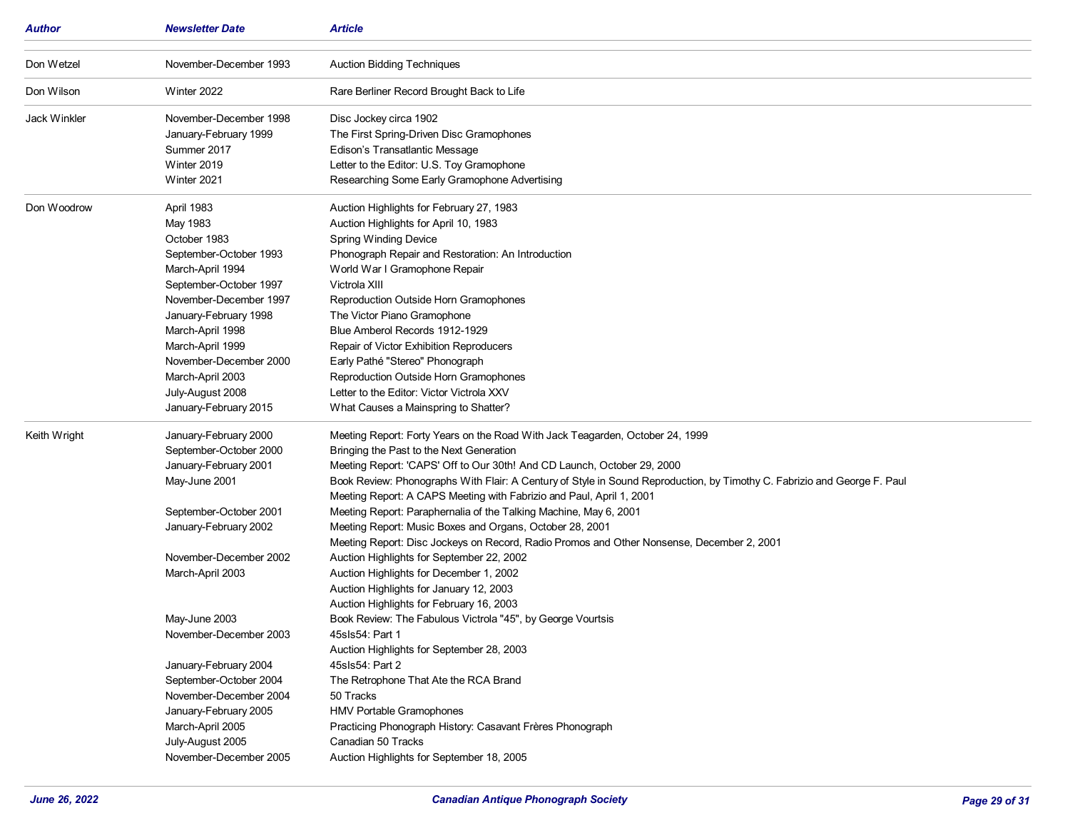| Author | Newsletter Date | Article |
|---|---|---|
| Don Wetzel | November-December 1993 | Auction Bidding Techniques |
| Don Wilson | Winter 2022 | Rare Berliner Record Brought Back to Life |
| Jack Winkler | November-December 1998 | Disc Jockey circa 1902 |
| | January-February 1999 | The First Spring-Driven Disc Gramophones |
| | Summer 2017 | Edison's Transatlantic Message |
| | Winter 2019 | Letter to the Editor: U.S. Toy Gramophone |
| | Winter 2021 | Researching Some Early Gramophone Advertising |
| Don Woodrow | April 1983 | Auction Highlights for February 27, 1983 |
| | May 1983 | Auction Highlights for April 10, 1983 |
| | October 1983 | Spring Winding Device |
| | September-October 1993 | Phonograph Repair and Restoration: An Introduction |
| | March-April 1994 | World War I Gramophone Repair |
| | September-October 1997 | Victrola XIII |
| | November-December 1997 | Reproduction Outside Horn Gramophones |
| | January-February 1998 | The Victor Piano Gramophone |
| | March-April 1998 | Blue Amberol Records 1912-1929 |
| | March-April 1999 | Repair of Victor Exhibition Reproducers |
| | November-December 2000 | Early Pathé "Stereo" Phonograph |
| | March-April 2003 | Reproduction Outside Horn Gramophones |
| | July-August 2008 | Letter to the Editor: Victor Victrola XXV |
| | January-February 2015 | What Causes a Mainspring to Shatter? |
| Keith Wright | January-February 2000 | Meeting Report: Forty Years on the Road With Jack Teagarden, October 24, 1999 |
| | September-October 2000 | Bringing the Past to the Next Generation |
| | January-February 2001 | Meeting Report: 'CAPS' Off to Our 30th! And CD Launch, October 29, 2000 |
| | May-June 2001 | Book Review: Phonographs With Flair: A Century of Style in Sound Reproduction, by Timothy C. Fabrizio and George F. Paul |
| | | Meeting Report: A CAPS Meeting with Fabrizio and Paul, April 1, 2001 |
| | September-October 2001 | Meeting Report: Paraphernalia of the Talking Machine, May 6, 2001 |
| | January-February 2002 | Meeting Report: Music Boxes and Organs, October 28, 2001 |
| | | Meeting Report: Disc Jockeys on Record, Radio Promos and Other Nonsense, December 2, 2001 |
| | November-December 2002 | Auction Highlights for September 22, 2002 |
| | March-April 2003 | Auction Highlights for December 1, 2002 |
| | | Auction Highlights for January 12, 2003 |
| | | Auction Highlights for February 16, 2003 |
| | May-June 2003 | Book Review: The Fabulous Victrola "45", by George Vourtsis |
| | November-December 2003 | 45sIs54: Part 1 |
| | | Auction Highlights for September 28, 2003 |
| | January-February 2004 | 45sIs54: Part 2 |
| | September-October 2004 | The Retrophone That Ate the RCA Brand |
| | November-December 2004 | 50 Tracks |
| | January-February 2005 | HMV Portable Gramophones |
| | March-April 2005 | Practicing Phonograph History: Casavant Frères Phonograph |
| | July-August 2005 | Canadian 50 Tracks |
| | November-December 2005 | Auction Highlights for September 18, 2005 |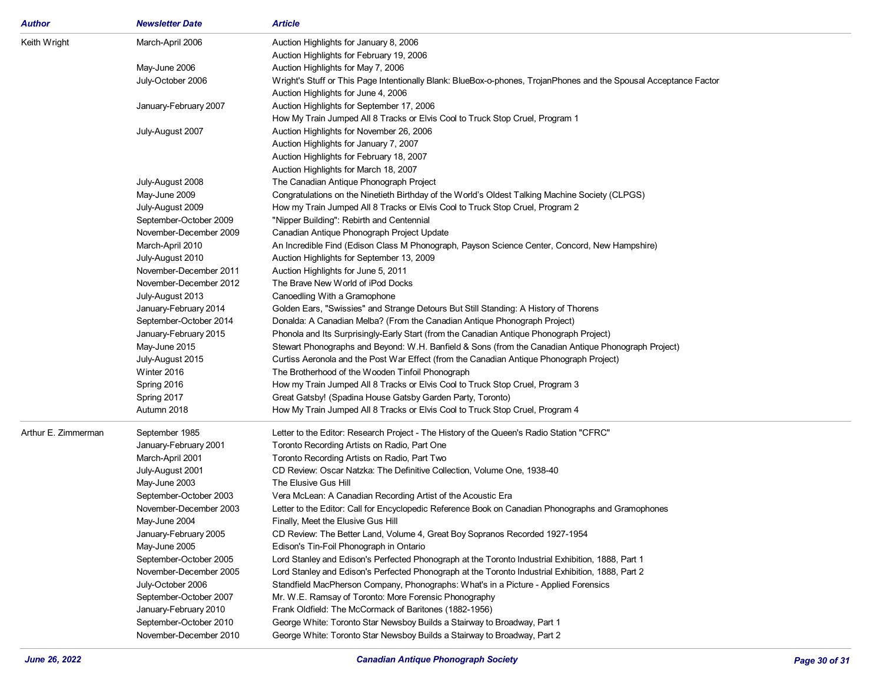| Author | Newsletter Date | Article |
|---|---|---|
| Keith Wright | March-April 2006 | Auction Highlights for January 8, 2006 |
| | | Auction Highlights for February 19, 2006 |
| | May-June 2006 | Auction Highlights for May 7, 2006 |
| | July-October 2006 | Wright's Stuff or This Page Intentionally Blank: BlueBox-o-phones, TrojanPhones and the Spousal Acceptance Factor |
| | | Auction Highlights for June 4, 2006 |
| | January-February 2007 | Auction Highlights for September 17, 2006 |
| | | How My Train Jumped All 8 Tracks or Elvis Cool to Truck Stop Cruel, Program 1 |
| | July-August 2007 | Auction Highlights for November 26, 2006 |
| | | Auction Highlights for January 7, 2007 |
| | | Auction Highlights for February 18, 2007 |
| | | Auction Highlights for March 18, 2007 |
| | July-August 2008 | The Canadian Antique Phonograph Project |
| | May-June 2009 | Congratulations on the Ninetieth Birthday of the World's Oldest Talking Machine Society (CLPGS) |
| | July-August 2009 | How my Train Jumped All 8 Tracks or Elvis Cool to Truck Stop Cruel, Program 2 |
| | September-October 2009 | "Nipper Building": Rebirth and Centennial |
| | November-December 2009 | Canadian Antique Phonograph Project Update |
| | March-April 2010 | An Incredible Find (Edison Class M Phonograph, Payson Science Center, Concord, New Hampshire) |
| | July-August 2010 | Auction Highlights for September 13, 2009 |
| | November-December 2011 | Auction Highlights for June 5, 2011 |
| | November-December 2012 | The Brave New World of iPod Docks |
| | July-August 2013 | Canoedling With a Gramophone |
| | January-February 2014 | Golden Ears, "Swissies" and Strange Detours But Still Standing: A History of Thorens |
| | September-October 2014 | Donalda: A Canadian Melba? (From the Canadian Antique Phonograph Project) |
| | January-February 2015 | Phonola and Its Surprisingly-Early Start (from the Canadian Antique Phonograph Project) |
| | May-June 2015 | Stewart Phonographs and Beyond: W.H. Banfield & Sons (from the Canadian Antique Phonograph Project) |
| | July-August 2015 | Curtiss Aeronola and the Post War Effect (from the Canadian Antique Phonograph Project) |
| | Winter 2016 | The Brotherhood of the Wooden Tinfoil Phonograph |
| | Spring 2016 | How my Train Jumped All 8 Tracks or Elvis Cool to Truck Stop Cruel, Program 3 |
| | Spring 2017 | Great Gatsby! (Spadina House Gatsby Garden Party, Toronto) |
| | Autumn 2018 | How My Train Jumped All 8 Tracks or Elvis Cool to Truck Stop Cruel, Program 4 |
| Arthur E. Zimmerman | September 1985 | Letter to the Editor: Research Project - The History of the Queen's Radio Station "CFRC" |
| | January-February 2001 | Toronto Recording Artists on Radio, Part One |
| | March-April 2001 | Toronto Recording Artists on Radio, Part Two |
| | July-August 2001 | CD Review: Oscar Natzka: The Definitive Collection, Volume One, 1938-40 |
| | May-June 2003 | The Elusive Gus Hill |
| | September-October 2003 | Vera McLean: A Canadian Recording Artist of the Acoustic Era |
| | November-December 2003 | Letter to the Editor: Call for Encyclopedic Reference Book on Canadian Phonographs and Gramophones |
| | May-June 2004 | Finally, Meet the Elusive Gus Hill |
| | January-February 2005 | CD Review: The Better Land, Volume 4, Great Boy Sopranos Recorded 1927-1954 |
| | May-June 2005 | Edison's Tin-Foil Phonograph in Ontario |
| | September-October 2005 | Lord Stanley and Edison's Perfected Phonograph at the Toronto Industrial Exhibition, 1888, Part 1 |
| | November-December 2005 | Lord Stanley and Edison's Perfected Phonograph at the Toronto Industrial Exhibition, 1888, Part 2 |
| | July-October 2006 | Standfield MacPherson Company, Phonographs: What's in a Picture - Applied Forensics |
| | September-October 2007 | Mr. W.E. Ramsay of Toronto: More Forensic Phonography |
| | January-February 2010 | Frank Oldfield: The McCormack of Baritones (1882-1956) |
| | September-October 2010 | George White: Toronto Star Newsboy Builds a Stairway to Broadway, Part 1 |
| | November-December 2010 | George White: Toronto Star Newsboy Builds a Stairway to Broadway, Part 2 |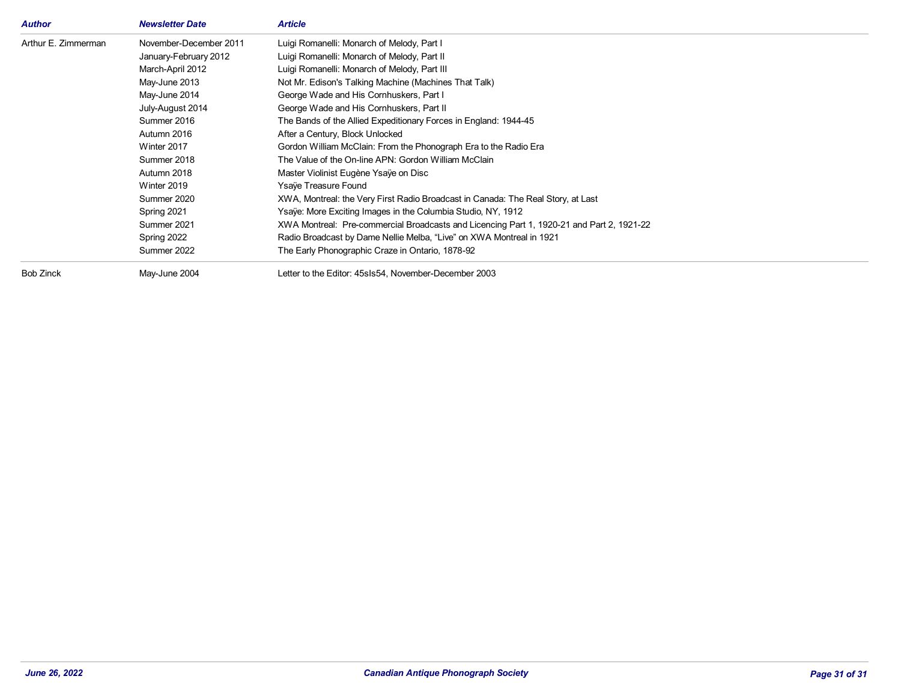| Author | Newsletter Date | Article |
| --- | --- | --- |
| Arthur E. Zimmerman | November-December 2011 | Luigi Romanelli: Monarch of Melody, Part I |
| | January-February 2012 | Luigi Romanelli: Monarch of Melody, Part II |
| | March-April 2012 | Luigi Romanelli: Monarch of Melody, Part III |
| | May-June 2013 | Not Mr. Edison's Talking Machine (Machines That Talk) |
| | May-June 2014 | George Wade and His Cornhuskers, Part I |
| | July-August 2014 | George Wade and His Cornhuskers, Part II |
| | Summer 2016 | The Bands of the Allied Expeditionary Forces in England: 1944-45 |
| | Autumn 2016 | After a Century, Block Unlocked |
| | Winter 2017 | Gordon William McClain: From the Phonograph Era to the Radio Era |
| | Summer 2018 | The Value of the On-line APN: Gordon William McClain |
| | Autumn 2018 | Master Violinist Eugène Ysaÿe on Disc |
| | Winter 2019 | Ysaÿe Treasure Found |
| | Summer 2020 | XWA, Montreal: the Very First Radio Broadcast in Canada: The Real Story, at Last |
| | Spring 2021 | Ysaÿe: More Exciting Images in the Columbia Studio, NY, 1912 |
| | Summer 2021 | XWA Montreal: Pre-commercial Broadcasts and Licencing Part 1, 1920-21 and Part 2, 1921-22 |
| | Spring 2022 | Radio Broadcast by Dame Nellie Melba, “Live” on XWA Montreal in 1921 |
| | Summer 2022 | The Early Phonographic Craze in Ontario, 1878-92 |
| Bob Zinck | May-June 2004 | Letter to the Editor: 45sIs54, November-December 2003 |